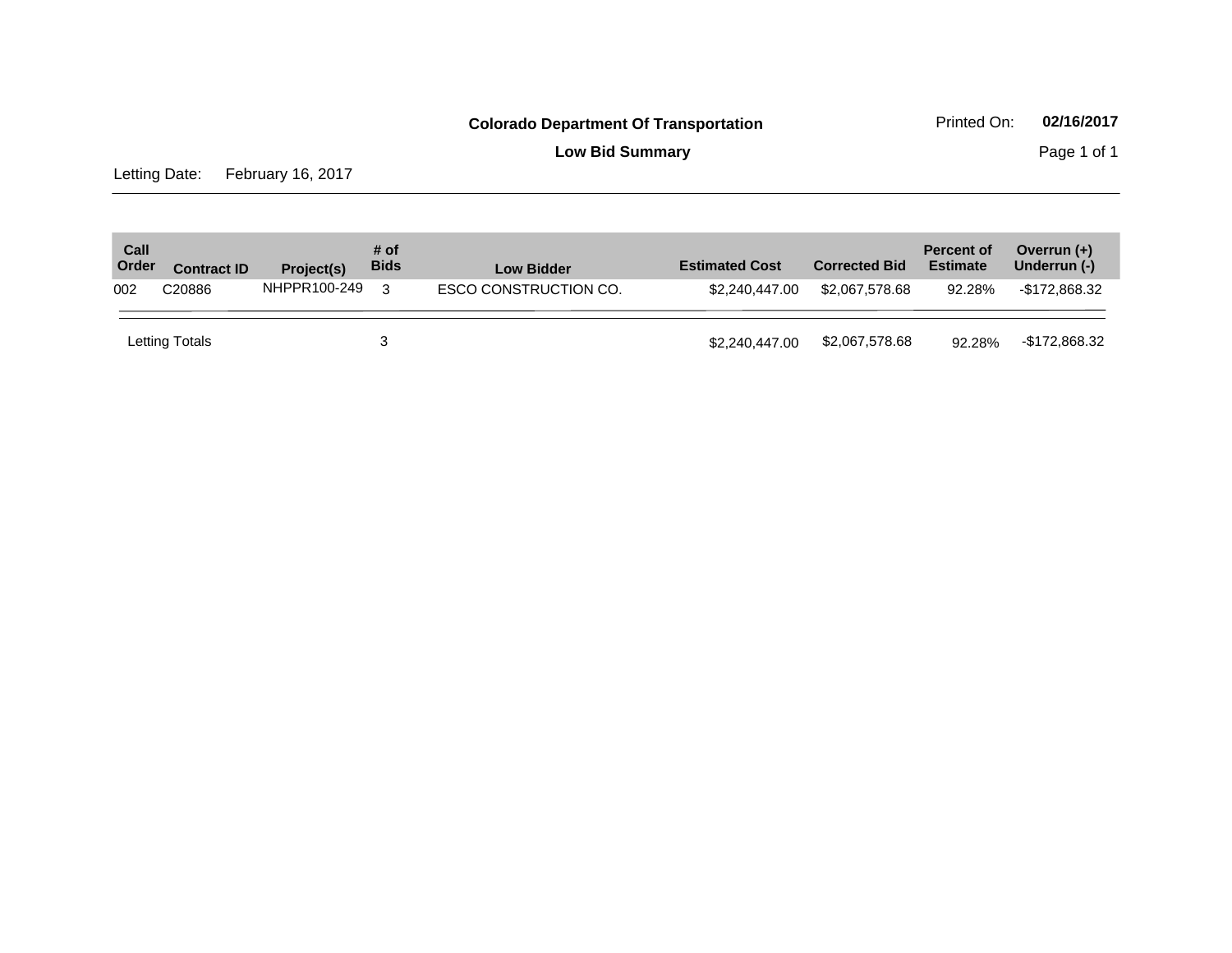# Colorado Department Of Transportation

## Low Bid Summary

Printed On: **02/16/2017**

Letting Date: February 16, 2017

| Call Order | Contract ID | Project(s) | # of Bids | Low Bidder | Estimated Cost | Corrected Bid | Percent of Estimate | Overrun (+) Underrun (-) |
|---|---|---|---|---|---|---|---|---|
| 002 | C20886 | NHPPR100-249 | 3 | ESCO CONSTRUCTION CO. | $2,240,447.00 | $2,067,578.68 | 92.28% | -$172,868.32 |
| Letting Totals | | | 3 | | $2,240,447.00 | $2,067,578.68 | 92.28% | -$172,868.32 |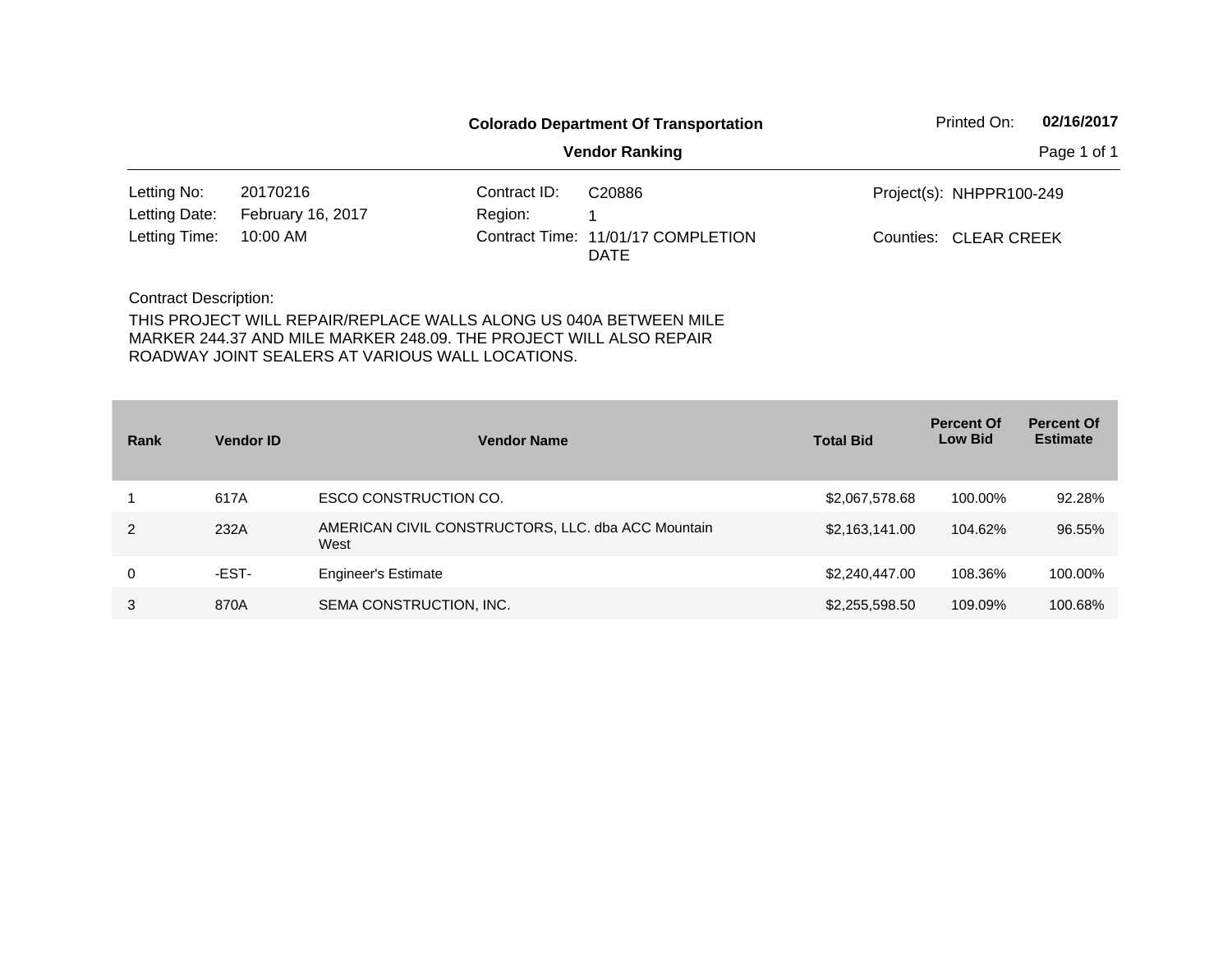**Colorado Department Of Transportation**

**Vendor Ranking**

Printed On: **02/16/2017**

| | | | | | |
|---|---|---|---|---|---|
| Letting No: | 20170216 | Contract ID: | C20886 | Project(s): | NHPPR100-249 |
| Letting Date: | February 16, 2017 | Region: | 1 | | |
| Letting Time: | 10:00 AM | Contract Time: | 11/01/17 COMPLETION DATE | Counties: | CLEAR CREEK |

Contract Description:

THIS PROJECT WILL REPAIR/REPLACE WALLS ALONG US 040A BETWEEN MILE MARKER 244.37 AND MILE MARKER 248.09. THE PROJECT WILL ALSO REPAIR ROADWAY JOINT SEALERS AT VARIOUS WALL LOCATIONS.

| Rank | Vendor ID | Vendor Name | Total Bid | Percent Of Low Bid | Percent Of Estimate |
|---|---|---|---|---|---|
| 1 | 617A | ESCO CONSTRUCTION CO. | $2,067,578.68 | 100.00% | 92.28% |
| 2 | 232A | AMERICAN CIVIL CONSTRUCTORS, LLC. dba ACC Mountain West | $2,163,141.00 | 104.62% | 96.55% |
| 0 | -EST- | Engineer's Estimate | $2,240,447.00 | 108.36% | 100.00% |
| 3 | 870A | SEMA CONSTRUCTION, INC. | $2,255,598.50 | 109.09% | 100.68% |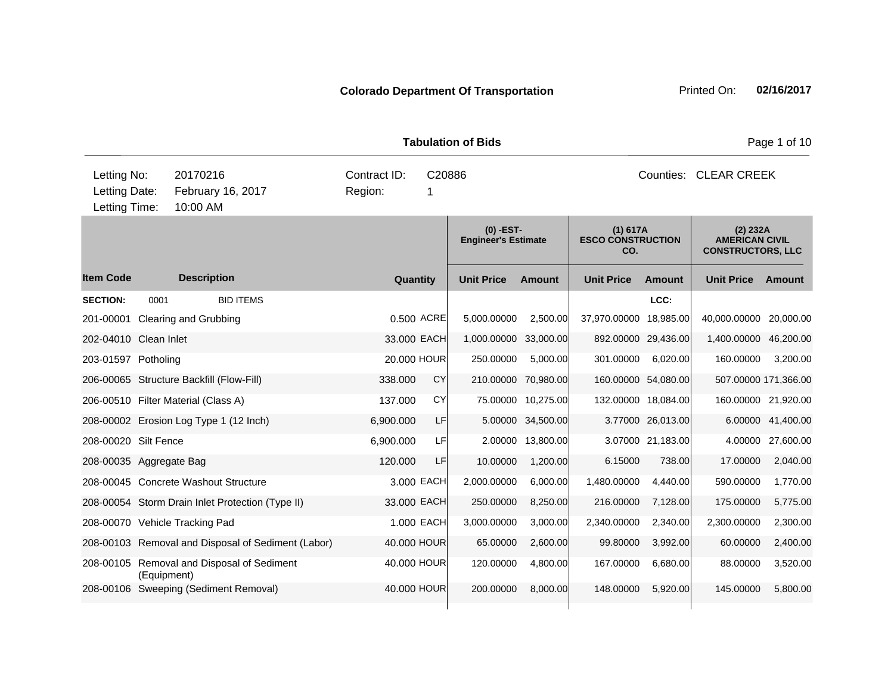**Colorado Department Of Transportation**

Printed On: **02/16/2017**

## Tabulation of Bids

| | | | |
|---|---|---|---|
| Letting No: | 20170216 | Contract ID: | C20886 |
| Letting Date: | February 16, 2017 | Region: | 1 |
| Letting Time: | 10:00 AM | Counties: | CLEAR CREEK |

| | | | | (0) -EST- Engineer's Estimate | | (1) 617A ESCO CONSTRUCTION CO. | | (2) 232A AMERICAN CIVIL CONSTRUCTORS, LLC | |
|---|---|---|---|---|---|---|---|---|---|
| **Item Code** | **Description** | **Quantity** | | **Unit Price** | **Amount** | **Unit Price** | **Amount** | **Unit Price** | **Amount** |
| **SECTION:** | 0001 BID ITEMS | | | | | | LCC: | | |
| 201-00001 | Clearing and Grubbing | 0.500 | ACRE | 5,000.00000 | 2,500.00 | 37,970.00000 | 18,985.00 | 40,000.00000 | 20,000.00 |
| 202-04010 | Clean Inlet | 33.000 | EACH | 1,000.00000 | 33,000.00 | 892.00000 | 29,436.00 | 1,400.00000 | 46,200.00 |
| 203-01597 | Potholing | 20.000 | HOUR | 250.00000 | 5,000.00 | 301.00000 | 6,020.00 | 160.00000 | 3,200.00 |
| 206-00065 | Structure Backfill (Flow-Fill) | 338.000 | CY | 210.00000 | 70,980.00 | 160.00000 | 54,080.00 | 507.00000 | 171,366.00 |
| 206-00510 | Filter Material (Class A) | 137.000 | CY | 75.00000 | 10,275.00 | 132.00000 | 18,084.00 | 160.00000 | 21,920.00 |
| 208-00002 | Erosion Log Type 1 (12 Inch) | 6,900.000 | LF | 5.00000 | 34,500.00 | 3.77000 | 26,013.00 | 6.00000 | 41,400.00 |
| 208-00020 | Silt Fence | 6,900.000 | LF | 2.00000 | 13,800.00 | 3.07000 | 21,183.00 | 4.00000 | 27,600.00 |
| 208-00035 | Aggregate Bag | 120.000 | LF | 10.00000 | 1,200.00 | 6.15000 | 738.00 | 17.00000 | 2,040.00 |
| 208-00045 | Concrete Washout Structure | 3.000 | EACH | 2,000.00000 | 6,000.00 | 1,480.00000 | 4,440.00 | 590.00000 | 1,770.00 |
| 208-00054 | Storm Drain Inlet Protection (Type II) | 33.000 | EACH | 250.00000 | 8,250.00 | 216.00000 | 7,128.00 | 175.00000 | 5,775.00 |
| 208-00070 | Vehicle Tracking Pad | 1.000 | EACH | 3,000.00000 | 3,000.00 | 2,340.00000 | 2,340.00 | 2,300.00000 | 2,300.00 |
| 208-00103 | Removal and Disposal of Sediment (Labor) | 40.000 | HOUR | 65.00000 | 2,600.00 | 99.80000 | 3,992.00 | 60.00000 | 2,400.00 |
| 208-00105 | Removal and Disposal of Sediment (Equipment) | 40.000 | HOUR | 120.00000 | 4,800.00 | 167.00000 | 6,680.00 | 88.00000 | 3,520.00 |
| 208-00106 | Sweeping (Sediment Removal) | 40.000 | HOUR | 200.00000 | 8,000.00 | 148.00000 | 5,920.00 | 145.00000 | 5,800.00 |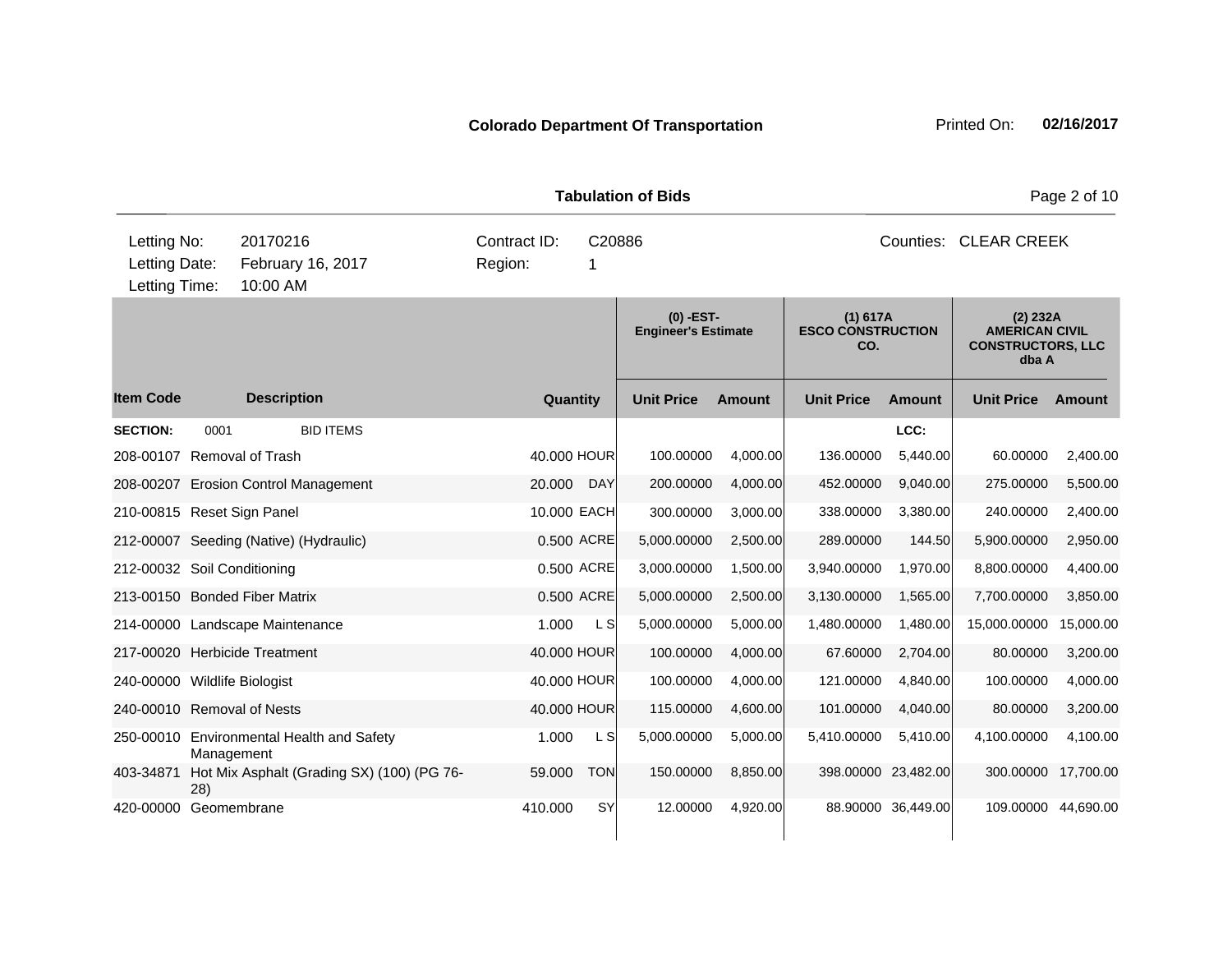**Colorado Department Of Transportation** Printed On: **02/16/2017**

**Tabulation of Bids**

| Letting No: | 20170216 | Contract ID: | C20886 | Counties: | CLEAR CREEK |
|---|---|---|---|---|---|
| Letting Date: | February 16, 2017 | Region: | 1 | | |
| Letting Time: | 10:00 AM | | | | |

| | | | | (0) -EST- Engineer's Estimate | | (1) 617A ESCO CONSTRUCTION CO. | | (2) 232A AMERICAN CIVIL CONSTRUCTORS, LLC dba A | |
|---|---|---|---|---|---|---|---|---|---|
| **Item Code** | **Description** | **Quantity** | | **Unit Price** | **Amount** | **Unit Price** | **Amount** | **Unit Price** | **Amount** |
| **SECTION:** | 0001 BID ITEMS | | | | | | LCC: | | |
| 208-00107 | Removal of Trash | 40.000 | HOUR | 100.00000 | 4,000.00 | 136.00000 | 5,440.00 | 60.00000 | 2,400.00 |
| 208-00207 | Erosion Control Management | 20.000 | DAY | 200.00000 | 4,000.00 | 452.00000 | 9,040.00 | 275.00000 | 5,500.00 |
| 210-00815 | Reset Sign Panel | 10.000 | EACH | 300.00000 | 3,000.00 | 338.00000 | 3,380.00 | 240.00000 | 2,400.00 |
| 212-00007 | Seeding (Native) (Hydraulic) | 0.500 | ACRE | 5,000.00000 | 2,500.00 | 289.00000 | 144.50 | 5,900.00000 | 2,950.00 |
| 212-00032 | Soil Conditioning | 0.500 | ACRE | 3,000.00000 | 1,500.00 | 3,940.00000 | 1,970.00 | 8,800.00000 | 4,400.00 |
| 213-00150 | Bonded Fiber Matrix | 0.500 | ACRE | 5,000.00000 | 2,500.00 | 3,130.00000 | 1,565.00 | 7,700.00000 | 3,850.00 |
| 214-00000 | Landscape Maintenance | 1.000 | L S | 5,000.00000 | 5,000.00 | 1,480.00000 | 1,480.00 | 15,000.00000 | 15,000.00 |
| 217-00020 | Herbicide Treatment | 40.000 | HOUR | 100.00000 | 4,000.00 | 67.60000 | 2,704.00 | 80.00000 | 3,200.00 |
| 240-00000 | Wildlife Biologist | 40.000 | HOUR | 100.00000 | 4,000.00 | 121.00000 | 4,840.00 | 100.00000 | 4,000.00 |
| 240-00010 | Removal of Nests | 40.000 | HOUR | 115.00000 | 4,600.00 | 101.00000 | 4,040.00 | 80.00000 | 3,200.00 |
| 250-00010 | Environmental Health and Safety Management | 1.000 | L S | 5,000.00000 | 5,000.00 | 5,410.00000 | 5,410.00 | 4,100.00000 | 4,100.00 |
| 403-34871 | Hot Mix Asphalt (Grading SX) (100) (PG 76-28) | 59.000 | TON | 150.00000 | 8,850.00 | 398.00000 | 23,482.00 | 300.00000 | 17,700.00 |
| 420-00000 | Geomembrane | 410.000 | SY | 12.00000 | 4,920.00 | 88.90000 | 36,449.00 | 109.00000 | 44,690.00 |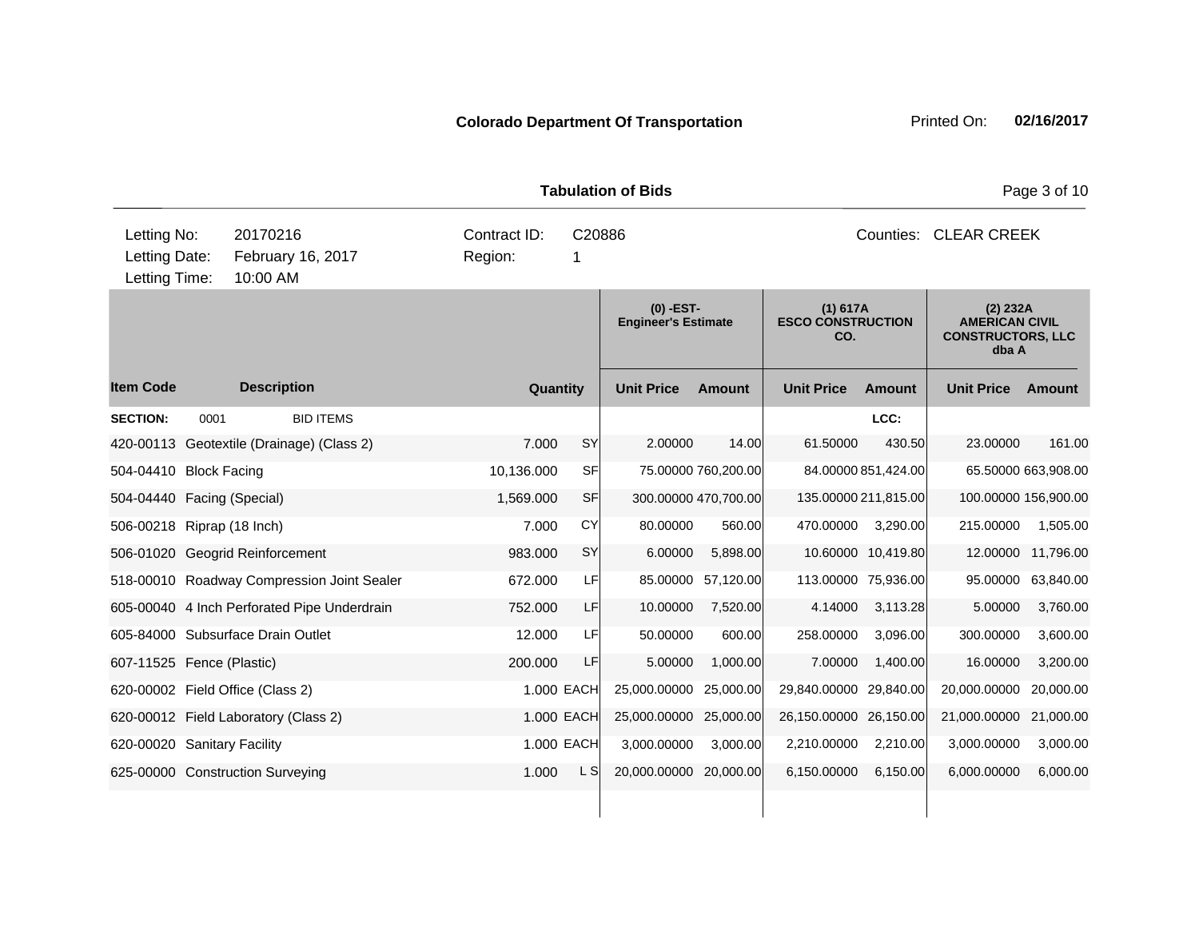**Colorado Department Of Transportation** — Printed On: **02/16/2017**

## Tabulation of Bids

| | | | |
|---|---|---|---|
| Letting No: | 20170216 | Contract ID: | C20886 |
| Letting Date: | February 16, 2017 | Region: | 1 |
| Letting Time: | 10:00 AM | Counties: | CLEAR CREEK |

| | | | | (0) -EST- Engineer's Estimate | | (1) 617A ESCO CONSTRUCTION CO. | | (2) 232A AMERICAN CIVIL CONSTRUCTORS, LLC dba A | |
|---|---|---|---|---|---|---|---|---|---|
| **Item Code** | **Description** | **Quantity** | | **Unit Price** | **Amount** | **Unit Price** | **Amount** | **Unit Price** | **Amount** |
| **SECTION:** | 0001 BID ITEMS | | | | | | LCC: | | |
| 420-00113 | Geotextile (Drainage) (Class 2) | 7.000 | SY | 2.00000 | 14.00 | 61.50000 | 430.50 | 23.00000 | 161.00 |
| 504-04410 | Block Facing | 10,136.000 | SF | 75.00000 | 760,200.00 | 84.00000 | 851,424.00 | 65.50000 | 663,908.00 |
| 504-04440 | Facing (Special) | 1,569.000 | SF | 300.00000 | 470,700.00 | 135.00000 | 211,815.00 | 100.00000 | 156,900.00 |
| 506-00218 | Riprap (18 Inch) | 7.000 | CY | 80.00000 | 560.00 | 470.00000 | 3,290.00 | 215.00000 | 1,505.00 |
| 506-01020 | Geogrid Reinforcement | 983.000 | SY | 6.00000 | 5,898.00 | 10.60000 | 10,419.80 | 12.00000 | 11,796.00 |
| 518-00010 | Roadway Compression Joint Sealer | 672.000 | LF | 85.00000 | 57,120.00 | 113.00000 | 75,936.00 | 95.00000 | 63,840.00 |
| 605-00040 | 4 Inch Perforated Pipe Underdrain | 752.000 | LF | 10.00000 | 7,520.00 | 4.14000 | 3,113.28 | 5.00000 | 3,760.00 |
| 605-84000 | Subsurface Drain Outlet | 12.000 | LF | 50.00000 | 600.00 | 258.00000 | 3,096.00 | 300.00000 | 3,600.00 |
| 607-11525 | Fence (Plastic) | 200.000 | LF | 5.00000 | 1,000.00 | 7.00000 | 1,400.00 | 16.00000 | 3,200.00 |
| 620-00002 | Field Office (Class 2) | 1.000 | EACH | 25,000.00000 | 25,000.00 | 29,840.00000 | 29,840.00 | 20,000.00000 | 20,000.00 |
| 620-00012 | Field Laboratory (Class 2) | 1.000 | EACH | 25,000.00000 | 25,000.00 | 26,150.00000 | 26,150.00 | 21,000.00000 | 21,000.00 |
| 620-00020 | Sanitary Facility | 1.000 | EACH | 3,000.00000 | 3,000.00 | 2,210.00000 | 2,210.00 | 3,000.00000 | 3,000.00 |
| 625-00000 | Construction Surveying | 1.000 | L S | 20,000.00000 | 20,000.00 | 6,150.00000 | 6,150.00 | 6,000.00000 | 6,000.00 |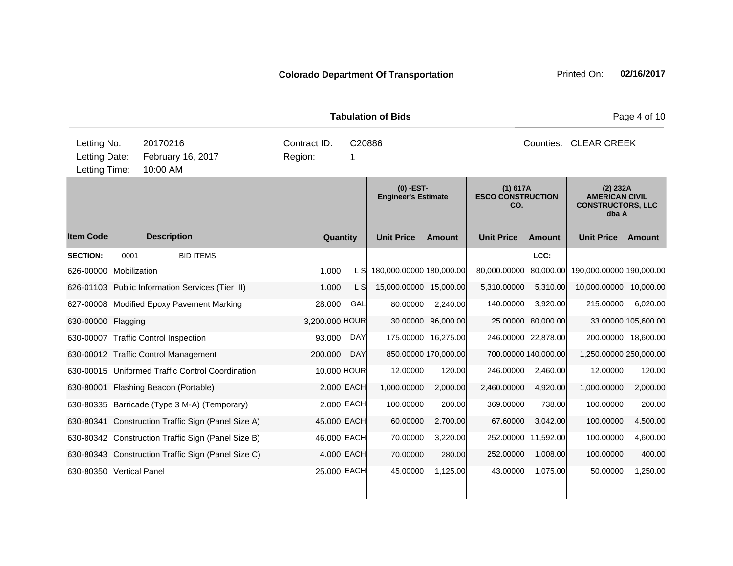**Colorado Department Of Transportation**

Printed On: **02/16/2017**

**Tabulation of Bids**

| Letting No: | 20170216 | Contract ID: | C20886 | Counties: | CLEAR CREEK |
|---|---|---|---|---|---|
| Letting Date: | February 16, 2017 | Region: | 1 | | |
| Letting Time: | 10:00 AM | | | | |

| | | | | (0) -EST- Engineer's Estimate | | (1) 617A ESCO CONSTRUCTION CO. | | (2) 232A AMERICAN CIVIL CONSTRUCTORS, LLC dba A | |
|---|---|---|---|---|---|---|---|---|---|
| **Item Code** | **Description** | **Quantity** | | **Unit Price** | **Amount** | **Unit Price** | **Amount** | **Unit Price** | **Amount** |
| **SECTION:** 0001 | BID ITEMS | | | | | | LCC: | | |
| 626-00000 | Mobilization | 1.000 | L S | 180,000.00000 | 180,000.00 | 80,000.00000 | 80,000.00 | 190,000.00000 | 190,000.00 |
| 626-01103 | Public Information Services (Tier III) | 1.000 | L S | 15,000.00000 | 15,000.00 | 5,310.00000 | 5,310.00 | 10,000.00000 | 10,000.00 |
| 627-00008 | Modified Epoxy Pavement Marking | 28.000 | GAL | 80.00000 | 2,240.00 | 140.00000 | 3,920.00 | 215.00000 | 6,020.00 |
| 630-00000 | Flagging | 3,200.000 | HOUR | 30.00000 | 96,000.00 | 25.00000 | 80,000.00 | 33.00000 | 105,600.00 |
| 630-00007 | Traffic Control Inspection | 93.000 | DAY | 175.00000 | 16,275.00 | 246.00000 | 22,878.00 | 200.00000 | 18,600.00 |
| 630-00012 | Traffic Control Management | 200.000 | DAY | 850.00000 | 170,000.00 | 700.00000 | 140,000.00 | 1,250.00000 | 250,000.00 |
| 630-00015 | Uniformed Traffic Control Coordination | 10.000 | HOUR | 12.00000 | 120.00 | 246.00000 | 2,460.00 | 12.00000 | 120.00 |
| 630-80001 | Flashing Beacon (Portable) | 2.000 | EACH | 1,000.00000 | 2,000.00 | 2,460.00000 | 4,920.00 | 1,000.00000 | 2,000.00 |
| 630-80335 | Barricade (Type 3 M-A) (Temporary) | 2.000 | EACH | 100.00000 | 200.00 | 369.00000 | 738.00 | 100.00000 | 200.00 |
| 630-80341 | Construction Traffic Sign (Panel Size A) | 45.000 | EACH | 60.00000 | 2,700.00 | 67.60000 | 3,042.00 | 100.00000 | 4,500.00 |
| 630-80342 | Construction Traffic Sign (Panel Size B) | 46.000 | EACH | 70.00000 | 3,220.00 | 252.00000 | 11,592.00 | 100.00000 | 4,600.00 |
| 630-80343 | Construction Traffic Sign (Panel Size C) | 4.000 | EACH | 70.00000 | 280.00 | 252.00000 | 1,008.00 | 100.00000 | 400.00 |
| 630-80350 | Vertical Panel | 25.000 | EACH | 45.00000 | 1,125.00 | 43.00000 | 1,075.00 | 50.00000 | 1,250.00 |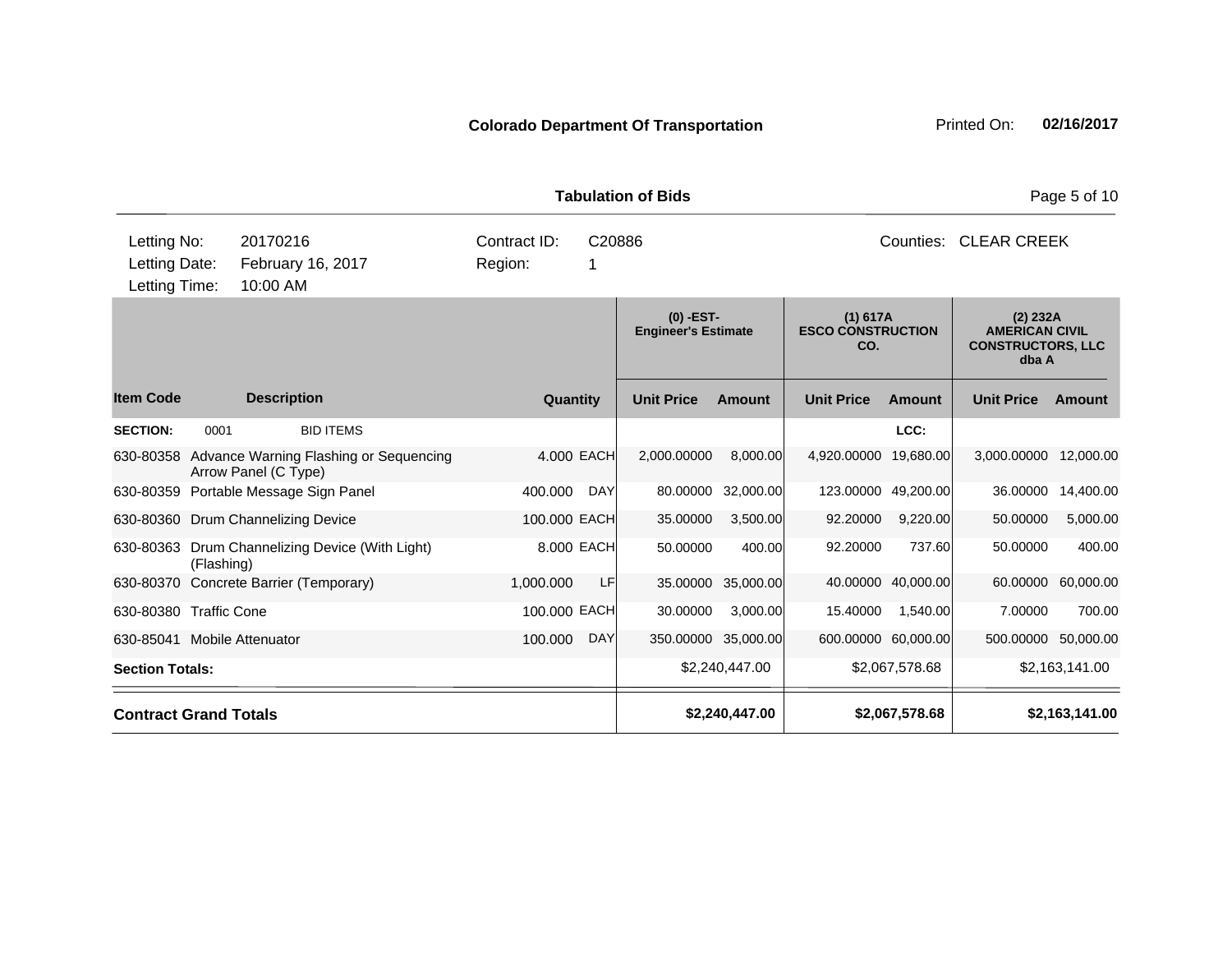**Colorado Department Of Transportation** Printed On: **02/16/2017**

**Tabulation of Bids**

| | | | | | |
|---|---|---|---|---|---|
| Letting No: | 20170216 | Contract ID: | C20886 | Counties: | CLEAR CREEK |
| Letting Date: | February 16, 2017 | Region: | 1 | | |
| Letting Time: | 10:00 AM | | | | |

| | | | | (0) -EST- Engineer's Estimate | | (1) 617A ESCO CONSTRUCTION CO. | | (2) 232A AMERICAN CIVIL CONSTRUCTORS, LLC dba A | |
|---|---|---|---|---|---|---|---|---|---|
| **Item Code** | **Description** | **Quantity** | | **Unit Price** | **Amount** | **Unit Price** | **Amount** | **Unit Price** | **Amount** |
| **SECTION:** 0001 | BID ITEMS | | | | | | **LCC:** | | |
| 630-80358 | Advance Warning Flashing or Sequencing Arrow Panel (C Type) | 4.000 | EACH | 2,000.00000 | 8,000.00 | 4,920.00000 | 19,680.00 | 3,000.00000 | 12,000.00 |
| 630-80359 | Portable Message Sign Panel | 400.000 | DAY | 80.00000 | 32,000.00 | 123.00000 | 49,200.00 | 36.00000 | 14,400.00 |
| 630-80360 | Drum Channelizing Device | 100.000 | EACH | 35.00000 | 3,500.00 | 92.20000 | 9,220.00 | 50.00000 | 5,000.00 |
| 630-80363 | Drum Channelizing Device (With Light) (Flashing) | 8.000 | EACH | 50.00000 | 400.00 | 92.20000 | 737.60 | 50.00000 | 400.00 |
| 630-80370 | Concrete Barrier (Temporary) | 1,000.000 | LF | 35.00000 | 35,000.00 | 40.00000 | 40,000.00 | 60.00000 | 60,000.00 |
| 630-80380 | Traffic Cone | 100.000 | EACH | 30.00000 | 3,000.00 | 15.40000 | 1,540.00 | 7.00000 | 700.00 |
| 630-85041 | Mobile Attenuator | 100.000 | DAY | 350.00000 | 35,000.00 | 600.00000 | 60,000.00 | 500.00000 | 50,000.00 |
| **Section Totals:** | | | | | $2,240,447.00 | | $2,067,578.68 | | $2,163,141.00 |
| **Contract Grand Totals** | | | | | **$2,240,447.00** | | **$2,067,578.68** | | **$2,163,141.00** |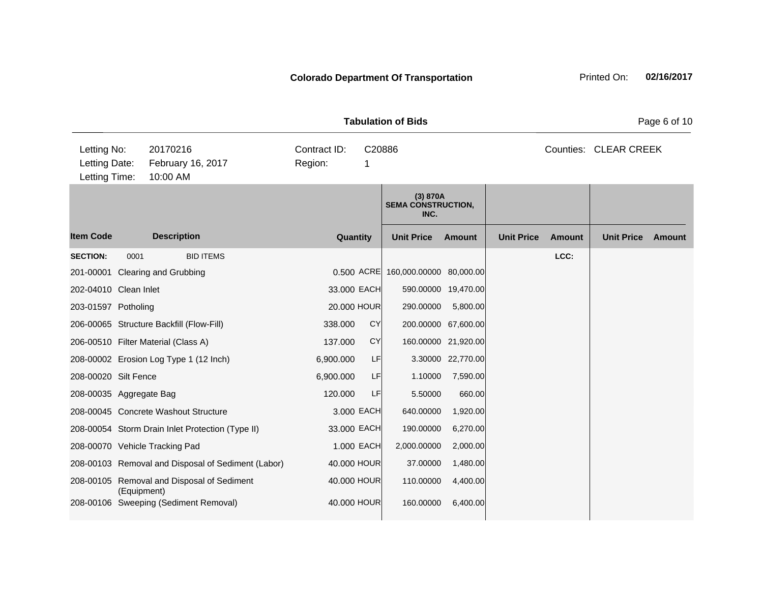**Colorado Department Of Transportation**

Printed On: **02/16/2017**

**Tabulation of Bids**

Letting No: 20170216
Letting Date: February 16, 2017
Letting Time: 10:00 AM

Contract ID: C20886
Region: 1

Counties: CLEAR CREEK

| | | | | (3) 870A SEMA CONSTRUCTION, INC. | | | | | |
|---|---|---|---|---|---|---|---|---|---|
| **Item Code** | **Description** | **Quantity** | | **Unit Price** | **Amount** | **Unit Price** | **Amount** | **Unit Price** | **Amount** |
| **SECTION:** 0001 | BID ITEMS | | | | | | **LCC:** | | |
| 201-00001 | Clearing and Grubbing | 0.500 | ACRE | 160,000.00000 | 80,000.00 | | | | |
| 202-04010 | Clean Inlet | 33.000 | EACH | 590.00000 | 19,470.00 | | | | |
| 203-01597 | Potholing | 20.000 | HOUR | 290.00000 | 5,800.00 | | | | |
| 206-00065 | Structure Backfill (Flow-Fill) | 338.000 | CY | 200.00000 | 67,600.00 | | | | |
| 206-00510 | Filter Material (Class A) | 137.000 | CY | 160.00000 | 21,920.00 | | | | |
| 208-00002 | Erosion Log Type 1 (12 Inch) | 6,900.000 | LF | 3.30000 | 22,770.00 | | | | |
| 208-00020 | Silt Fence | 6,900.000 | LF | 1.10000 | 7,590.00 | | | | |
| 208-00035 | Aggregate Bag | 120.000 | LF | 5.50000 | 660.00 | | | | |
| 208-00045 | Concrete Washout Structure | 3.000 | EACH | 640.00000 | 1,920.00 | | | | |
| 208-00054 | Storm Drain Inlet Protection (Type II) | 33.000 | EACH | 190.00000 | 6,270.00 | | | | |
| 208-00070 | Vehicle Tracking Pad | 1.000 | EACH | 2,000.00000 | 2,000.00 | | | | |
| 208-00103 | Removal and Disposal of Sediment (Labor) | 40.000 | HOUR | 37.00000 | 1,480.00 | | | | |
| 208-00105 | Removal and Disposal of Sediment (Equipment) | 40.000 | HOUR | 110.00000 | 4,400.00 | | | | |
| 208-00106 | Sweeping (Sediment Removal) | 40.000 | HOUR | 160.00000 | 6,400.00 | | | | |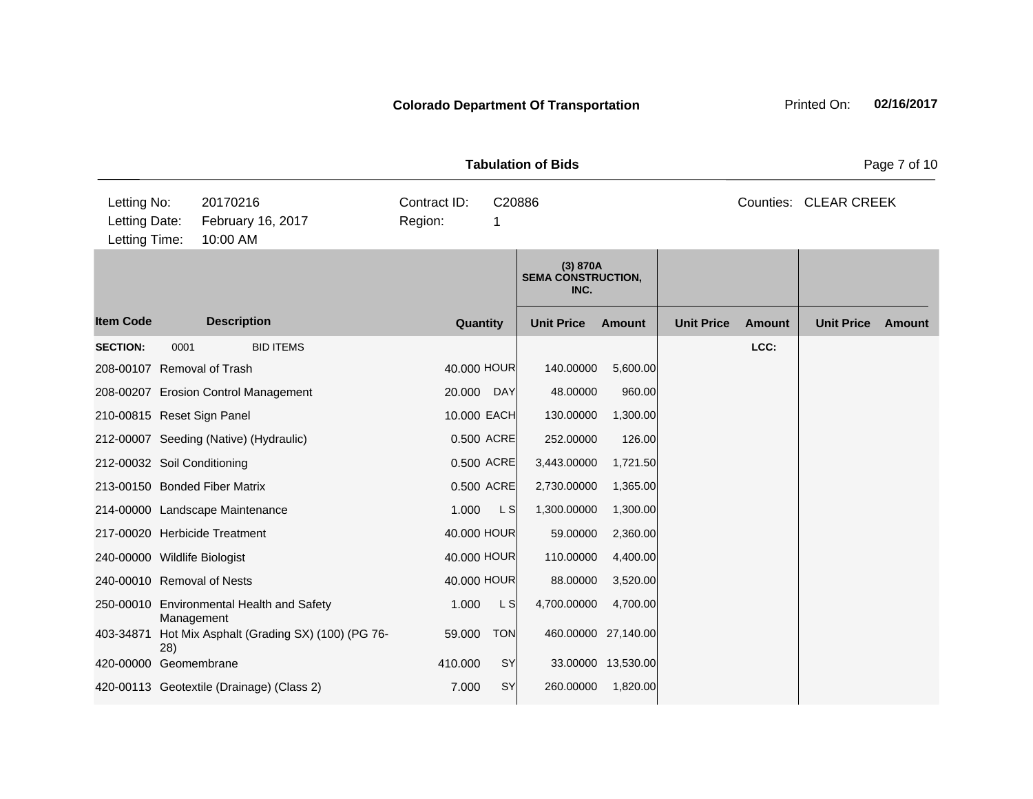**Colorado Department Of Transportation** Printed On: **02/16/2017**

**Tabulation of Bids**

| Letting No: | 20170216 | Contract ID: | C20886 | Counties: | CLEAR CREEK |
|---|---|---|---|---|---|
| Letting Date: | February 16, 2017 | Region: | 1 | | |
| Letting Time: | 10:00 AM | | | | |

| | | | | (3) 870A SEMA CONSTRUCTION, INC. | | | | | |
|---|---|---|---|---|---|---|---|---|---|
| **Item Code** | **Description** | **Quantity** | | **Unit Price** | **Amount** | **Unit Price** | **Amount** | **Unit Price** | **Amount** |
| **SECTION:** | 0001 BID ITEMS | | | | | | LCC: | | |
| 208-00107 | Removal of Trash | 40.000 | HOUR | 140.00000 | 5,600.00 | | | | |
| 208-00207 | Erosion Control Management | 20.000 | DAY | 48.00000 | 960.00 | | | | |
| 210-00815 | Reset Sign Panel | 10.000 | EACH | 130.00000 | 1,300.00 | | | | |
| 212-00007 | Seeding (Native) (Hydraulic) | 0.500 | ACRE | 252.00000 | 126.00 | | | | |
| 212-00032 | Soil Conditioning | 0.500 | ACRE | 3,443.00000 | 1,721.50 | | | | |
| 213-00150 | Bonded Fiber Matrix | 0.500 | ACRE | 2,730.00000 | 1,365.00 | | | | |
| 214-00000 | Landscape Maintenance | 1.000 | L S | 1,300.00000 | 1,300.00 | | | | |
| 217-00020 | Herbicide Treatment | 40.000 | HOUR | 59.00000 | 2,360.00 | | | | |
| 240-00000 | Wildlife Biologist | 40.000 | HOUR | 110.00000 | 4,400.00 | | | | |
| 240-00010 | Removal of Nests | 40.000 | HOUR | 88.00000 | 3,520.00 | | | | |
| 250-00010 | Environmental Health and Safety Management | 1.000 | L S | 4,700.00000 | 4,700.00 | | | | |
| 403-34871 | Hot Mix Asphalt (Grading SX) (100) (PG 76-28) | 59.000 | TON | 460.00000 | 27,140.00 | | | | |
| 420-00000 | Geomembrane | 410.000 | SY | 33.00000 | 13,530.00 | | | | |
| 420-00113 | Geotextile (Drainage) (Class 2) | 7.000 | SY | 260.00000 | 1,820.00 | | | | |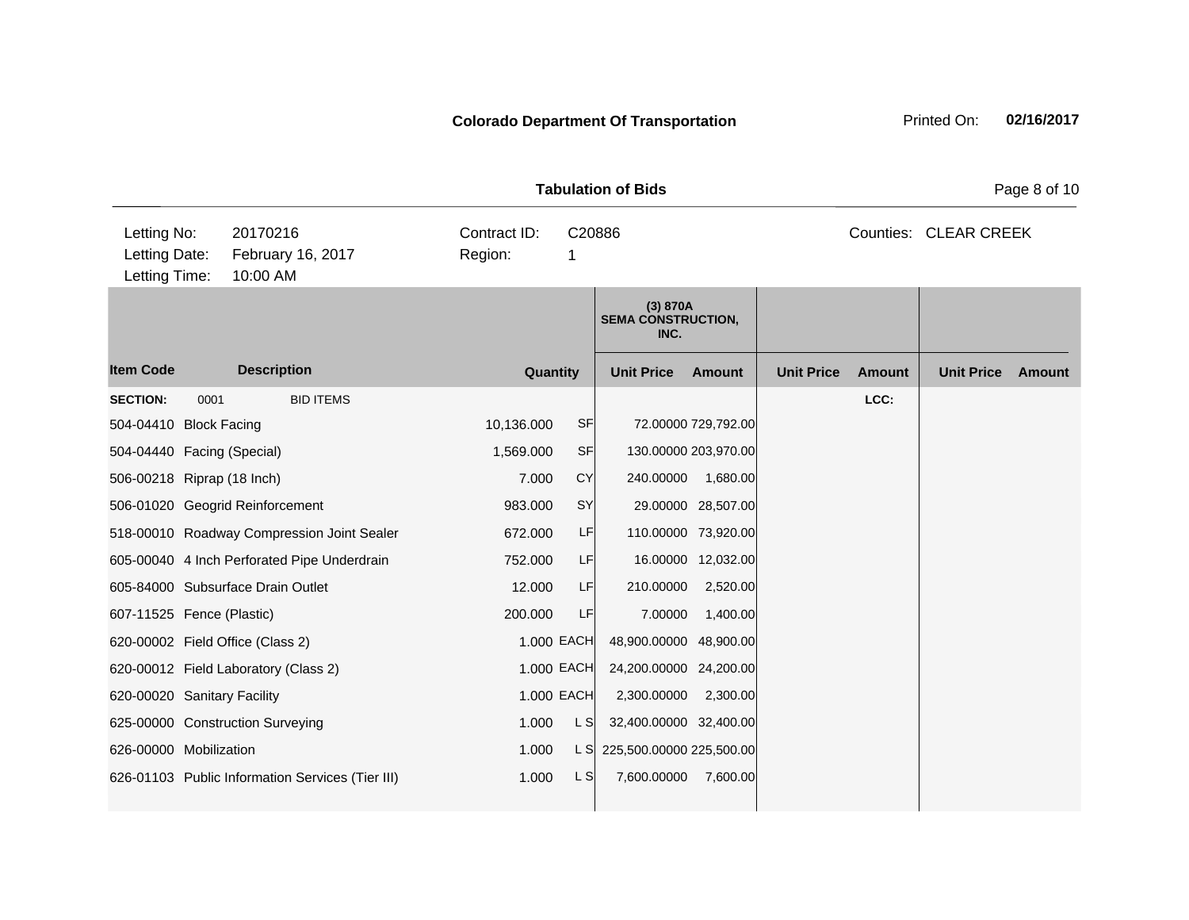**Colorado Department Of Transportation** Printed On: **02/16/2017**

**Tabulation of Bids**

| | | | |
|---|---|---|---|
| Letting No: | 20170216 | Contract ID: | C20886 |
| Letting Date: | February 16, 2017 | Region: | 1 |
| Letting Time: | 10:00 AM | | |

Counties: CLEAR CREEK

| | | | | (3) 870A SEMA CONSTRUCTION, INC. | | | | | |
|---|---|---|---|---|---|---|---|---|---|
| **Item Code** | **Description** | **Quantity** | | **Unit Price** | **Amount** | **Unit Price** | **Amount** | **Unit Price** | **Amount** |
| **SECTION:** | 0001 BID ITEMS | | | | | | LCC: | | |
| 504-04410 | Block Facing | 10,136.000 | SF | 72.00000 | 729,792.00 | | | | |
| 504-04440 | Facing (Special) | 1,569.000 | SF | 130.00000 | 203,970.00 | | | | |
| 506-00218 | Riprap (18 Inch) | 7.000 | CY | 240.00000 | 1,680.00 | | | | |
| 506-01020 | Geogrid Reinforcement | 983.000 | SY | 29.00000 | 28,507.00 | | | | |
| 518-00010 | Roadway Compression Joint Sealer | 672.000 | LF | 110.00000 | 73,920.00 | | | | |
| 605-00040 | 4 Inch Perforated Pipe Underdrain | 752.000 | LF | 16.00000 | 12,032.00 | | | | |
| 605-84000 | Subsurface Drain Outlet | 12.000 | LF | 210.00000 | 2,520.00 | | | | |
| 607-11525 | Fence (Plastic) | 200.000 | LF | 7.00000 | 1,400.00 | | | | |
| 620-00002 | Field Office (Class 2) | 1.000 | EACH | 48,900.00000 | 48,900.00 | | | | |
| 620-00012 | Field Laboratory (Class 2) | 1.000 | EACH | 24,200.00000 | 24,200.00 | | | | |
| 620-00020 | Sanitary Facility | 1.000 | EACH | 2,300.00000 | 2,300.00 | | | | |
| 625-00000 | Construction Surveying | 1.000 | L S | 32,400.00000 | 32,400.00 | | | | |
| 626-00000 | Mobilization | 1.000 | L S | 225,500.00000 | 225,500.00 | | | | |
| 626-01103 | Public Information Services (Tier III) | 1.000 | L S | 7,600.00000 | 7,600.00 | | | | |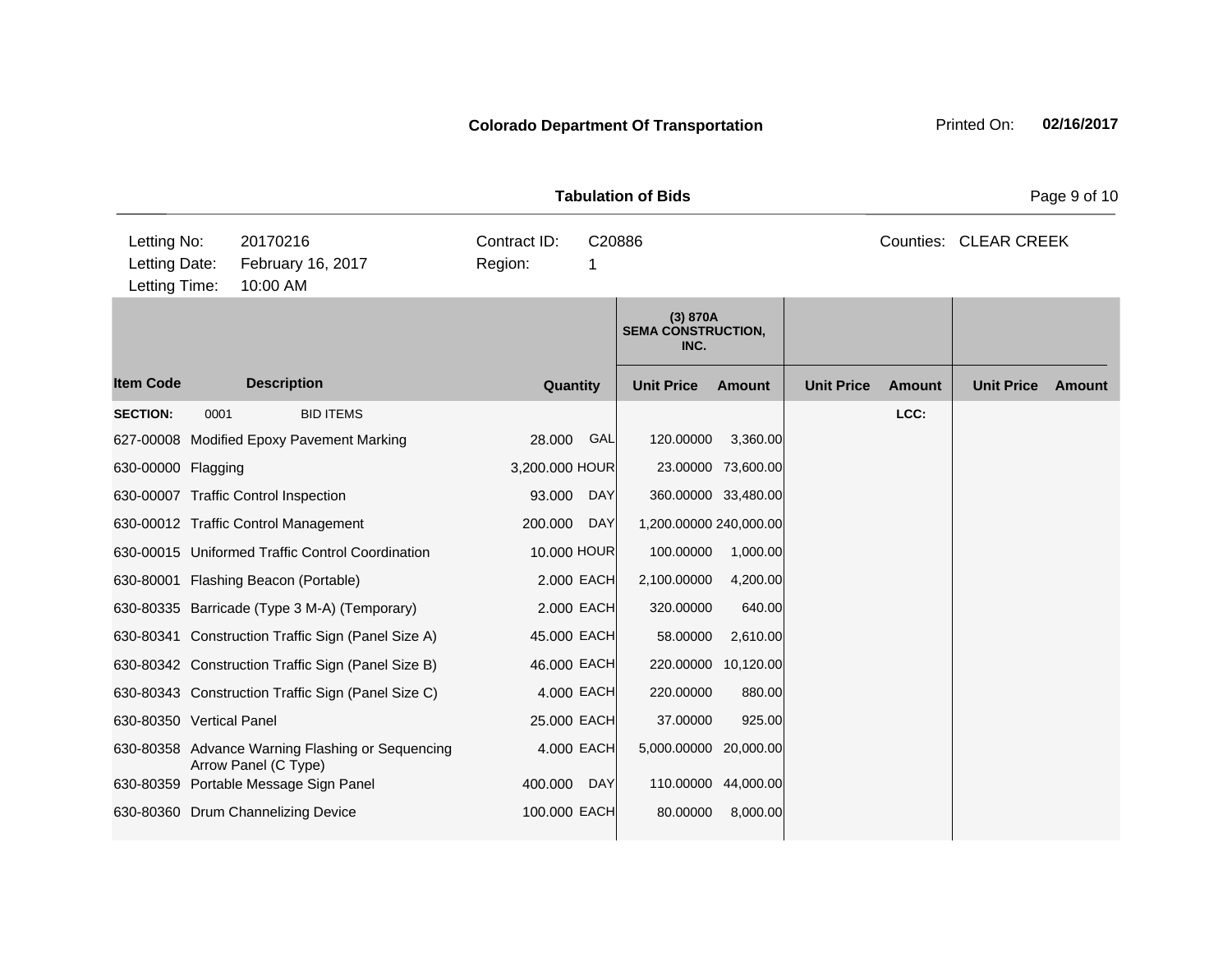**Colorado Department Of Transportation**

Printed On: **02/16/2017**

**Tabulation of Bids**

| | | | | |
|---|---|---|---|---|
| Letting No: | 20170216 | Contract ID: | C20886 | Counties: CLEAR CREEK |
| Letting Date: | February 16, 2017 | Region: | 1 | |
| Letting Time: | 10:00 AM | | | |

| Item Code | Description | Quantity | | (3) 870A SEMA CONSTRUCTION, INC. Unit Price | Amount | Unit Price | Amount | Unit Price | Amount |
|---|---|---|---|---|---|---|---|---|---|
| **SECTION:** 0001 | BID ITEMS | | | | | | **LCC:** | | |
| 627-00008 | Modified Epoxy Pavement Marking | 28.000 | GAL | 120.00000 | 3,360.00 | | | | |
| 630-00000 | Flagging | 3,200.000 | HOUR | 23.00000 | 73,600.00 | | | | |
| 630-00007 | Traffic Control Inspection | 93.000 | DAY | 360.00000 | 33,480.00 | | | | |
| 630-00012 | Traffic Control Management | 200.000 | DAY | 1,200.00000 | 240,000.00 | | | | |
| 630-00015 | Uniformed Traffic Control Coordination | 10.000 | HOUR | 100.00000 | 1,000.00 | | | | |
| 630-80001 | Flashing Beacon (Portable) | 2.000 | EACH | 2,100.00000 | 4,200.00 | | | | |
| 630-80335 | Barricade (Type 3 M-A) (Temporary) | 2.000 | EACH | 320.00000 | 640.00 | | | | |
| 630-80341 | Construction Traffic Sign (Panel Size A) | 45.000 | EACH | 58.00000 | 2,610.00 | | | | |
| 630-80342 | Construction Traffic Sign (Panel Size B) | 46.000 | EACH | 220.00000 | 10,120.00 | | | | |
| 630-80343 | Construction Traffic Sign (Panel Size C) | 4.000 | EACH | 220.00000 | 880.00 | | | | |
| 630-80350 | Vertical Panel | 25.000 | EACH | 37.00000 | 925.00 | | | | |
| 630-80358 | Advance Warning Flashing or Sequencing Arrow Panel (C Type) | 4.000 | EACH | 5,000.00000 | 20,000.00 | | | | |
| 630-80359 | Portable Message Sign Panel | 400.000 | DAY | 110.00000 | 44,000.00 | | | | |
| 630-80360 | Drum Channelizing Device | 100.000 | EACH | 80.00000 | 8,000.00 | | | | |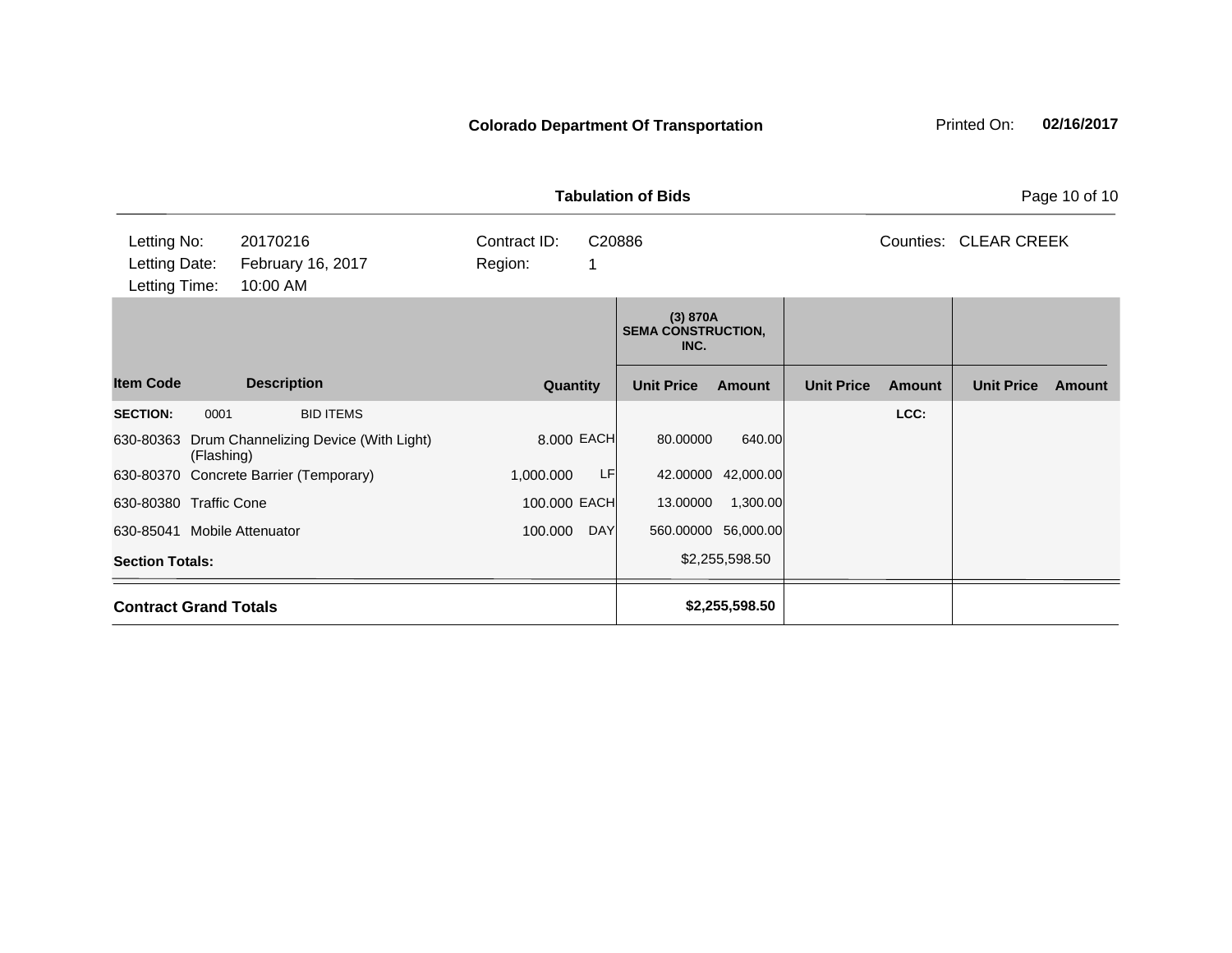**Colorado Department Of Transportation** Printed On: **02/16/2017**

**Tabulation of Bids**

| | | | |
|---|---|---|---|
| Letting No: | 20170216 | Contract ID: | C20886 |
| Letting Date: | February 16, 2017 | Region: | 1 |
| Letting Time: | 10:00 AM | | |

Counties: CLEAR CREEK

| | | | | (3) 870A SEMA CONSTRUCTION, INC. | | | | | |
|---|---|---|---|---|---|---|---|---|---|
| **Item Code** | **Description** | **Quantity** | | **Unit Price** | **Amount** | **Unit Price** | **Amount** | **Unit Price** | **Amount** |
| **SECTION:** 0001 | BID ITEMS | | | | | | LCC: | | |
| 630-80363 | Drum Channelizing Device (With Light) (Flashing) | 8.000 | EACH | 80.00000 | 640.00 | | | | |
| 630-80370 | Concrete Barrier (Temporary) | 1,000.000 | LF | 42.00000 | 42,000.00 | | | | |
| 630-80380 | Traffic Cone | 100.000 | EACH | 13.00000 | 1,300.00 | | | | |
| 630-85041 | Mobile Attenuator | 100.000 | DAY | 560.00000 | 56,000.00 | | | | |
| **Section Totals:** | | | | | $2,255,598.50 | | | | |
| **Contract Grand Totals** | | | | | **$2,255,598.50** | | | | |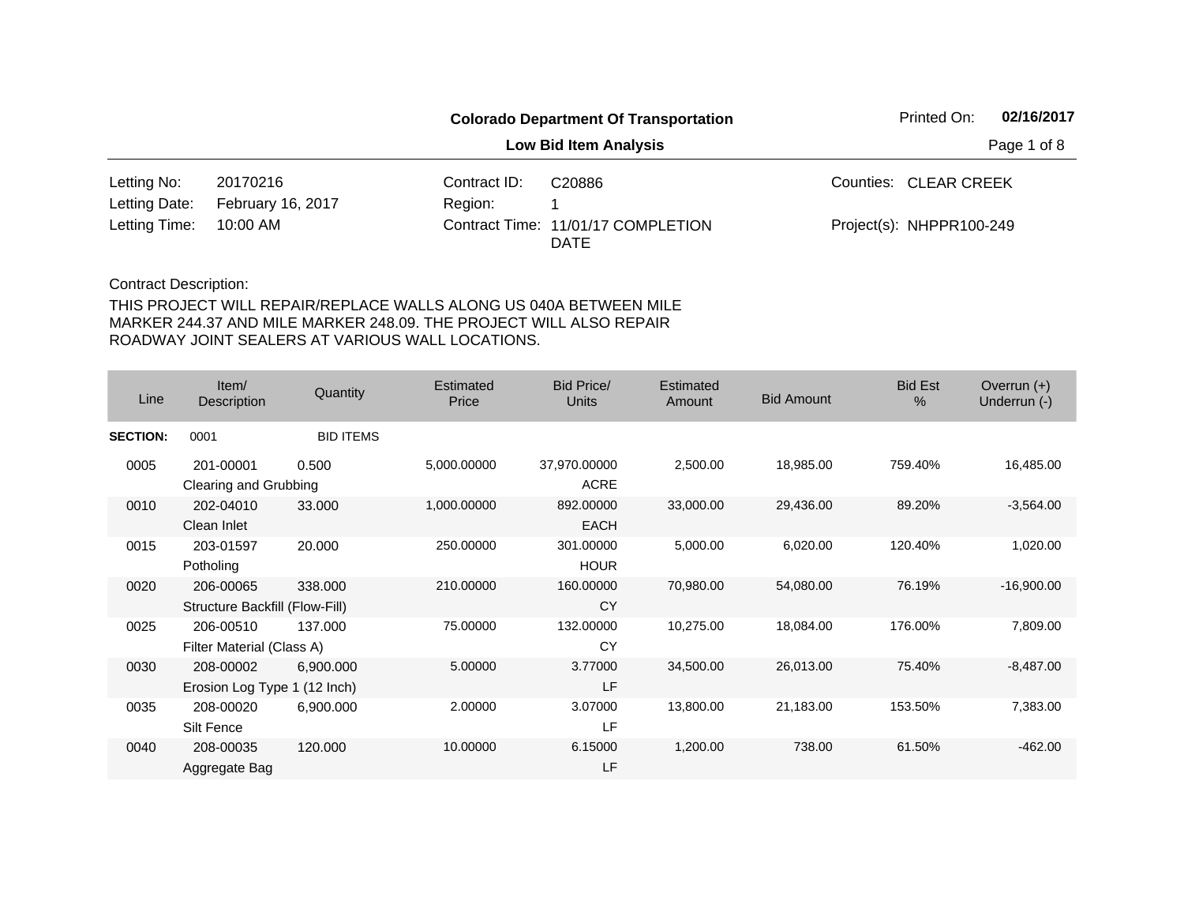**Colorado Department Of Transportation**

**Low Bid Item Analysis**

Printed On: **02/16/2017**

| | | | | | |
|---|---|---|---|---|---|
| Letting No: | 20170216 | Contract ID: | C20886 | Counties: | CLEAR CREEK |
| Letting Date: | February 16, 2017 | Region: | 1 | | |
| Letting Time: | 10:00 AM | Contract Time: | 11/01/17 COMPLETION DATE | Project(s): | NHPPR100-249 |

Contract Description:

THIS PROJECT WILL REPAIR/REPLACE WALLS ALONG US 040A BETWEEN MILE MARKER 244.37 AND MILE MARKER 248.09. THE PROJECT WILL ALSO REPAIR ROADWAY JOINT SEALERS AT VARIOUS WALL LOCATIONS.

| Line | Item/ Description | Quantity | Estimated Price | Bid Price/ Units | Estimated Amount | Bid Amount | Bid Est % | Overrun (+) Underrun (-) |
|---|---|---|---|---|---|---|---|---|
| **SECTION:** | 0001 | BID ITEMS | | | | | | |
| 0005 | 201-00001 Clearing and Grubbing | 0.500 | 5,000.00000 | 37,970.00000 ACRE | 2,500.00 | 18,985.00 | 759.40% | 16,485.00 |
| 0010 | 202-04010 Clean Inlet | 33.000 | 1,000.00000 | 892.00000 EACH | 33,000.00 | 29,436.00 | 89.20% | -3,564.00 |
| 0015 | 203-01597 Potholing | 20.000 | 250.00000 | 301.00000 HOUR | 5,000.00 | 6,020.00 | 120.40% | 1,020.00 |
| 0020 | 206-00065 Structure Backfill (Flow-Fill) | 338.000 | 210.00000 | 160.00000 CY | 70,980.00 | 54,080.00 | 76.19% | -16,900.00 |
| 0025 | 206-00510 Filter Material (Class A) | 137.000 | 75.00000 | 132.00000 CY | 10,275.00 | 18,084.00 | 176.00% | 7,809.00 |
| 0030 | 208-00002 Erosion Log Type 1 (12 Inch) | 6,900.000 | 5.00000 | 3.77000 LF | 34,500.00 | 26,013.00 | 75.40% | -8,487.00 |
| 0035 | 208-00020 Silt Fence | 6,900.000 | 2.00000 | 3.07000 LF | 13,800.00 | 21,183.00 | 153.50% | 7,383.00 |
| 0040 | 208-00035 Aggregate Bag | 120.000 | 10.00000 | 6.15000 LF | 1,200.00 | 738.00 | 61.50% | -462.00 |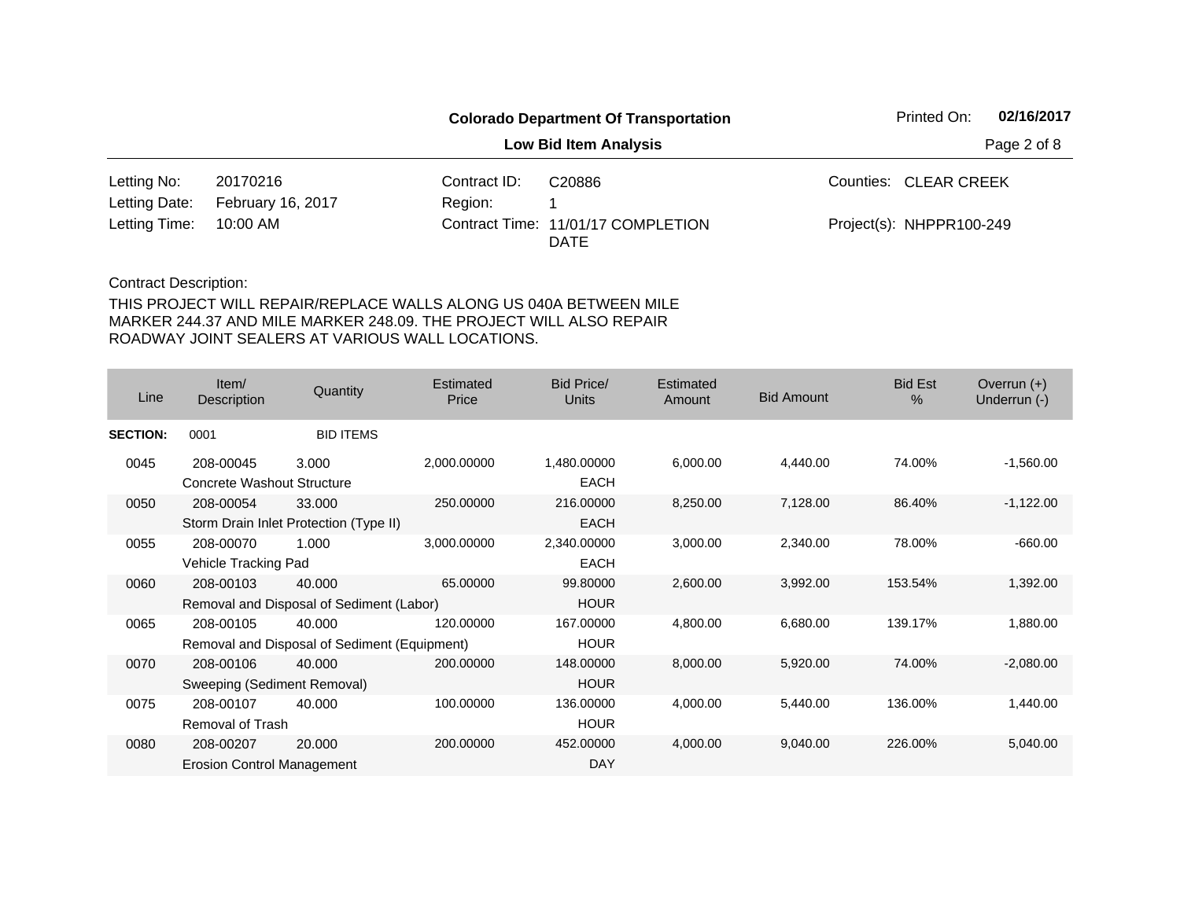**Colorado Department Of Transportation**

**Low Bid Item Analysis**

Printed On: **02/16/2017**

| | | | | | |
|---|---|---|---|---|---|
| Letting No: | 20170216 | Contract ID: | C20886 | Counties: | CLEAR CREEK |
| Letting Date: | February 16, 2017 | Region: | 1 | | |
| Letting Time: | 10:00 AM | Contract Time: | 11/01/17 COMPLETION DATE | Project(s): | NHPPR100-249 |

Contract Description:

THIS PROJECT WILL REPAIR/REPLACE WALLS ALONG US 040A BETWEEN MILE MARKER 244.37 AND MILE MARKER 248.09. THE PROJECT WILL ALSO REPAIR ROADWAY JOINT SEALERS AT VARIOUS WALL LOCATIONS.

| Line | Item/ Description | Quantity | Estimated Price | Bid Price/ Units | Estimated Amount | Bid Amount | Bid Est % | Overrun (+) Underrun (-) |
|---|---|---|---|---|---|---|---|---|
| **SECTION:** | 0001 | BID ITEMS | | | | | | |
| 0045 | 208-00045 Concrete Washout Structure | 3.000 | 2,000.00000 | 1,480.00000 EACH | 6,000.00 | 4,440.00 | 74.00% | -1,560.00 |
| 0050 | 208-00054 Storm Drain Inlet Protection (Type II) | 33.000 | 250.00000 | 216.00000 EACH | 8,250.00 | 7,128.00 | 86.40% | -1,122.00 |
| 0055 | 208-00070 Vehicle Tracking Pad | 1.000 | 3,000.00000 | 2,340.00000 EACH | 3,000.00 | 2,340.00 | 78.00% | -660.00 |
| 0060 | 208-00103 Removal and Disposal of Sediment (Labor) | 40.000 | 65.00000 | 99.80000 HOUR | 2,600.00 | 3,992.00 | 153.54% | 1,392.00 |
| 0065 | 208-00105 Removal and Disposal of Sediment (Equipment) | 40.000 | 120.00000 | 167.00000 HOUR | 4,800.00 | 6,680.00 | 139.17% | 1,880.00 |
| 0070 | 208-00106 Sweeping (Sediment Removal) | 40.000 | 200.00000 | 148.00000 HOUR | 8,000.00 | 5,920.00 | 74.00% | -2,080.00 |
| 0075 | 208-00107 Removal of Trash | 40.000 | 100.00000 | 136.00000 HOUR | 4,000.00 | 5,440.00 | 136.00% | 1,440.00 |
| 0080 | 208-00207 Erosion Control Management | 20.000 | 200.00000 | 452.00000 DAY | 4,000.00 | 9,040.00 | 226.00% | 5,040.00 |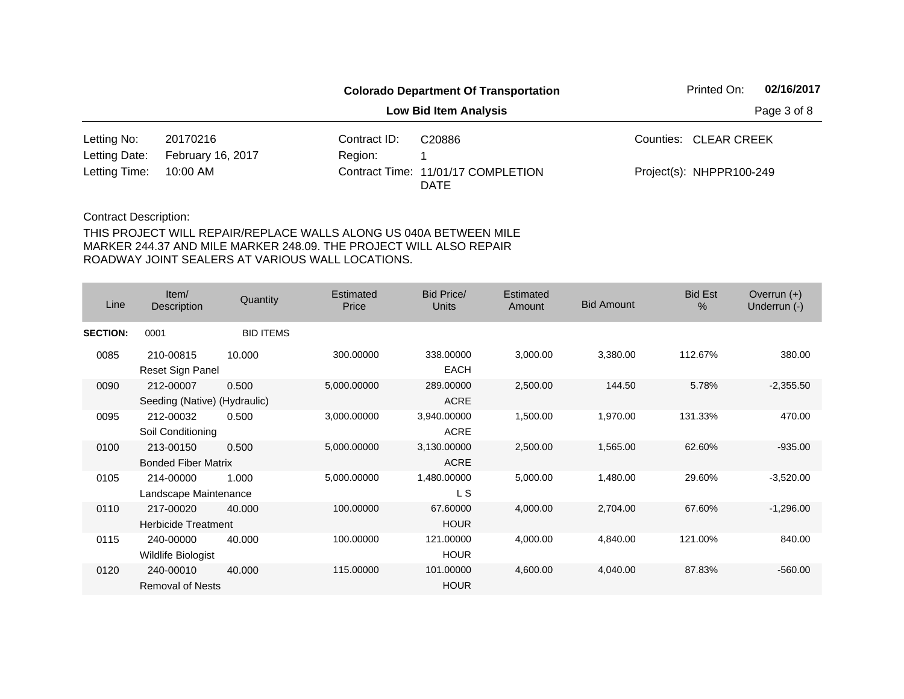**Colorado Department Of Transportation**

**Low Bid Item Analysis**

Printed On: **02/16/2017**

| | | | | | |
|---|---|---|---|---|---|
| Letting No: | 20170216 | Contract ID: | C20886 | Counties: | CLEAR CREEK |
| Letting Date: | February 16, 2017 | Region: | 1 | | |
| Letting Time: | 10:00 AM | Contract Time: | 11/01/17 COMPLETION DATE | Project(s): | NHPPR100-249 |

Contract Description:

THIS PROJECT WILL REPAIR/REPLACE WALLS ALONG US 040A BETWEEN MILE MARKER 244.37 AND MILE MARKER 248.09. THE PROJECT WILL ALSO REPAIR ROADWAY JOINT SEALERS AT VARIOUS WALL LOCATIONS.

| Line | Item/ Description | Quantity | Estimated Price | Bid Price/ Units | Estimated Amount | Bid Amount | Bid Est % | Overrun (+) Underrun (-) |
|---|---|---|---|---|---|---|---|---|
| **SECTION:** | 0001 | BID ITEMS | | | | | | |
| 0085 | 210-00815 Reset Sign Panel | 10.000 | 300.00000 | 338.00000 EACH | 3,000.00 | 3,380.00 | 112.67% | 380.00 |
| 0090 | 212-00007 Seeding (Native) (Hydraulic) | 0.500 | 5,000.00000 | 289.00000 ACRE | 2,500.00 | 144.50 | 5.78% | -2,355.50 |
| 0095 | 212-00032 Soil Conditioning | 0.500 | 3,000.00000 | 3,940.00000 ACRE | 1,500.00 | 1,970.00 | 131.33% | 470.00 |
| 0100 | 213-00150 Bonded Fiber Matrix | 0.500 | 5,000.00000 | 3,130.00000 ACRE | 2,500.00 | 1,565.00 | 62.60% | -935.00 |
| 0105 | 214-00000 Landscape Maintenance | 1.000 | 5,000.00000 | 1,480.00000 L S | 5,000.00 | 1,480.00 | 29.60% | -3,520.00 |
| 0110 | 217-00020 Herbicide Treatment | 40.000 | 100.00000 | 67.60000 HOUR | 4,000.00 | 2,704.00 | 67.60% | -1,296.00 |
| 0115 | 240-00000 Wildlife Biologist | 40.000 | 100.00000 | 121.00000 HOUR | 4,000.00 | 4,840.00 | 121.00% | 840.00 |
| 0120 | 240-00010 Removal of Nests | 40.000 | 115.00000 | 101.00000 HOUR | 4,600.00 | 4,040.00 | 87.83% | -560.00 |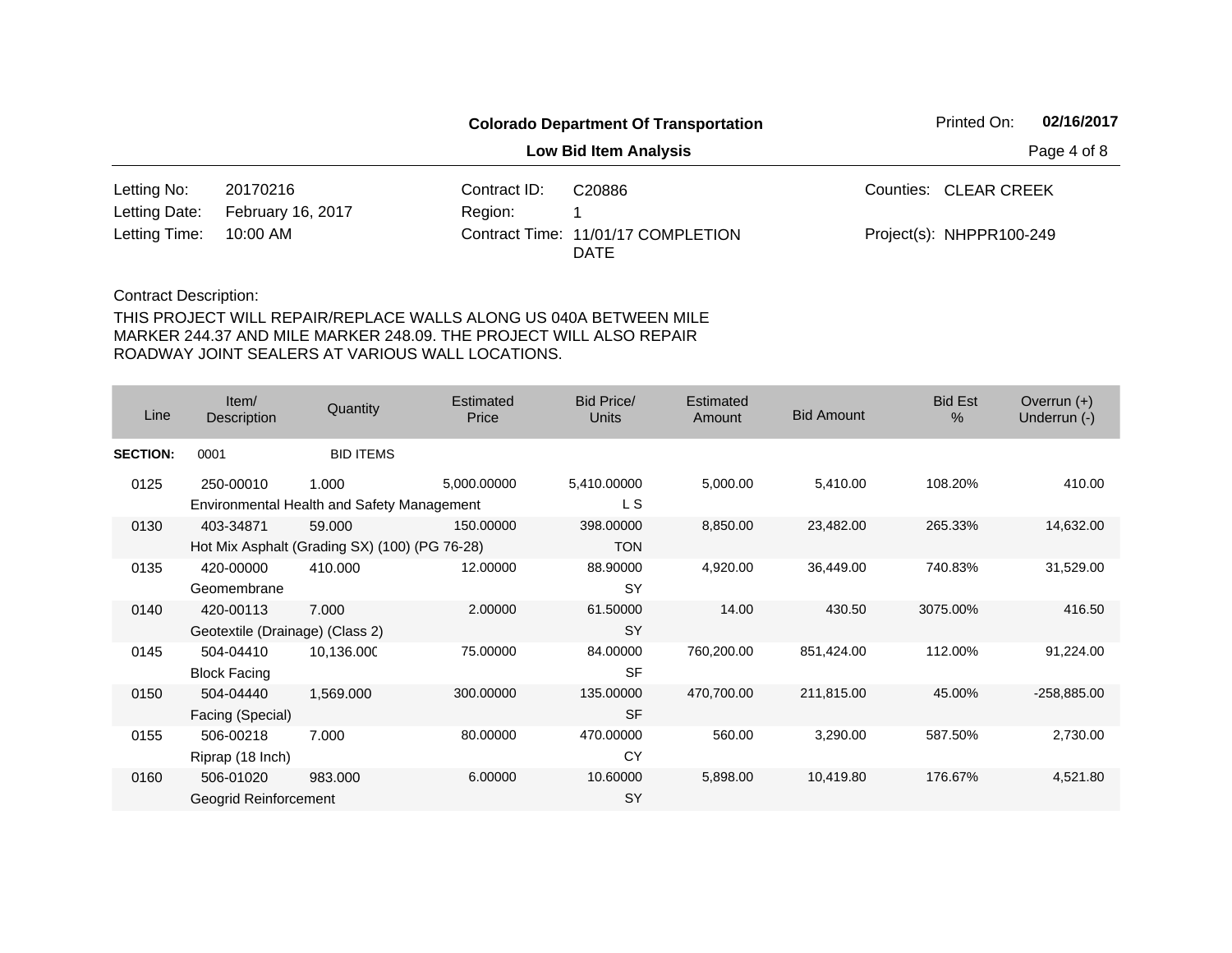**Colorado Department Of Transportation**

**Low Bid Item Analysis**

Printed On: **02/16/2017**

| | | | | | |
|---|---|---|---|---|---|
| Letting No: | 20170216 | Contract ID: | C20886 | Counties: | CLEAR CREEK |
| Letting Date: | February 16, 2017 | Region: | 1 | | |
| Letting Time: | 10:00 AM | Contract Time: | 11/01/17 COMPLETION DATE | Project(s): | NHPPR100-249 |

Contract Description:

THIS PROJECT WILL REPAIR/REPLACE WALLS ALONG US 040A BETWEEN MILE MARKER 244.37 AND MILE MARKER 248.09. THE PROJECT WILL ALSO REPAIR ROADWAY JOINT SEALERS AT VARIOUS WALL LOCATIONS.

| Line | Item/ Description | Quantity | Estimated Price | Bid Price/ Units | Estimated Amount | Bid Amount | Bid Est % | Overrun (+) Underrun (-) |
|---|---|---|---|---|---|---|---|---|
| **SECTION:** | 0001 | BID ITEMS | | | | | | |
| 0125 | 250-00010 Environmental Health and Safety Management | 1.000 | 5,000.00000 | 5,410.00000 L S | 5,000.00 | 5,410.00 | 108.20% | 410.00 |
| 0130 | 403-34871 Hot Mix Asphalt (Grading SX) (100) (PG 76-28) | 59.000 | 150.00000 | 398.00000 TON | 8,850.00 | 23,482.00 | 265.33% | 14,632.00 |
| 0135 | 420-00000 Geomembrane | 410.000 | 12.00000 | 88.90000 SY | 4,920.00 | 36,449.00 | 740.83% | 31,529.00 |
| 0140 | 420-00113 Geotextile (Drainage) (Class 2) | 7.000 | 2.00000 | 61.50000 SY | 14.00 | 430.50 | 3075.00% | 416.50 |
| 0145 | 504-04410 Block Facing | 10,136.000 | 75.00000 | 84.00000 SF | 760,200.00 | 851,424.00 | 112.00% | 91,224.00 |
| 0150 | 504-04440 Facing (Special) | 1,569.000 | 300.00000 | 135.00000 SF | 470,700.00 | 211,815.00 | 45.00% | -258,885.00 |
| 0155 | 506-00218 Riprap (18 Inch) | 7.000 | 80.00000 | 470.00000 CY | 560.00 | 3,290.00 | 587.50% | 2,730.00 |
| 0160 | 506-01020 Geogrid Reinforcement | 983.000 | 6.00000 | 10.60000 SY | 5,898.00 | 10,419.80 | 176.67% | 4,521.80 |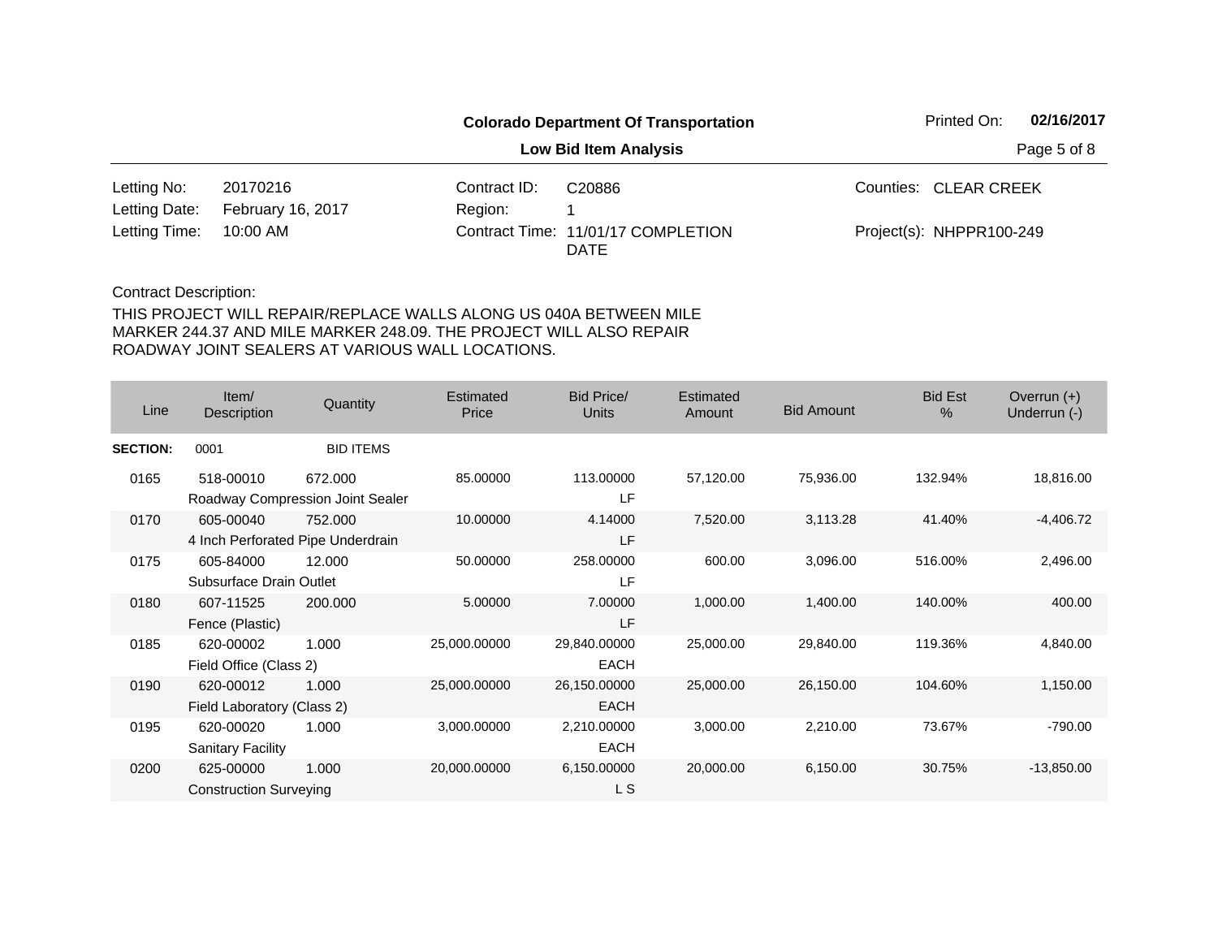**Colorado Department Of Transportation**

**Low Bid Item Analysis**

Printed On: **02/16/2017**

| | | | | | |
|---|---|---|---|---|---|
| Letting No: | 20170216 | Contract ID: | C20886 | Counties: | CLEAR CREEK |
| Letting Date: | February 16, 2017 | Region: | 1 | | |
| Letting Time: | 10:00 AM | Contract Time: | 11/01/17 COMPLETION DATE | Project(s): | NHPPR100-249 |

Contract Description:

THIS PROJECT WILL REPAIR/REPLACE WALLS ALONG US 040A BETWEEN MILE MARKER 244.37 AND MILE MARKER 248.09. THE PROJECT WILL ALSO REPAIR ROADWAY JOINT SEALERS AT VARIOUS WALL LOCATIONS.

| Line | Item/ Description | Quantity | Estimated Price | Bid Price/ Units | Estimated Amount | Bid Amount | Bid Est % | Overrun (+) Underrun (-) |
|---|---|---|---|---|---|---|---|---|
| **SECTION:** | 0001 | BID ITEMS | | | | | | |
| 0165 | 518-00010 Roadway Compression Joint Sealer | 672.000 | 85.00000 | 113.00000 LF | 57,120.00 | 75,936.00 | 132.94% | 18,816.00 |
| 0170 | 605-00040 4 Inch Perforated Pipe Underdrain | 752.000 | 10.00000 | 4.14000 LF | 7,520.00 | 3,113.28 | 41.40% | -4,406.72 |
| 0175 | 605-84000 Subsurface Drain Outlet | 12.000 | 50.00000 | 258.00000 LF | 600.00 | 3,096.00 | 516.00% | 2,496.00 |
| 0180 | 607-11525 Fence (Plastic) | 200.000 | 5.00000 | 7.00000 LF | 1,000.00 | 1,400.00 | 140.00% | 400.00 |
| 0185 | 620-00002 Field Office (Class 2) | 1.000 | 25,000.00000 | 29,840.00000 EACH | 25,000.00 | 29,840.00 | 119.36% | 4,840.00 |
| 0190 | 620-00012 Field Laboratory (Class 2) | 1.000 | 25,000.00000 | 26,150.00000 EACH | 25,000.00 | 26,150.00 | 104.60% | 1,150.00 |
| 0195 | 620-00020 Sanitary Facility | 1.000 | 3,000.00000 | 2,210.00000 EACH | 3,000.00 | 2,210.00 | 73.67% | -790.00 |
| 0200 | 625-00000 Construction Surveying | 1.000 | 20,000.00000 | 6,150.00000 L S | 20,000.00 | 6,150.00 | 30.75% | -13,850.00 |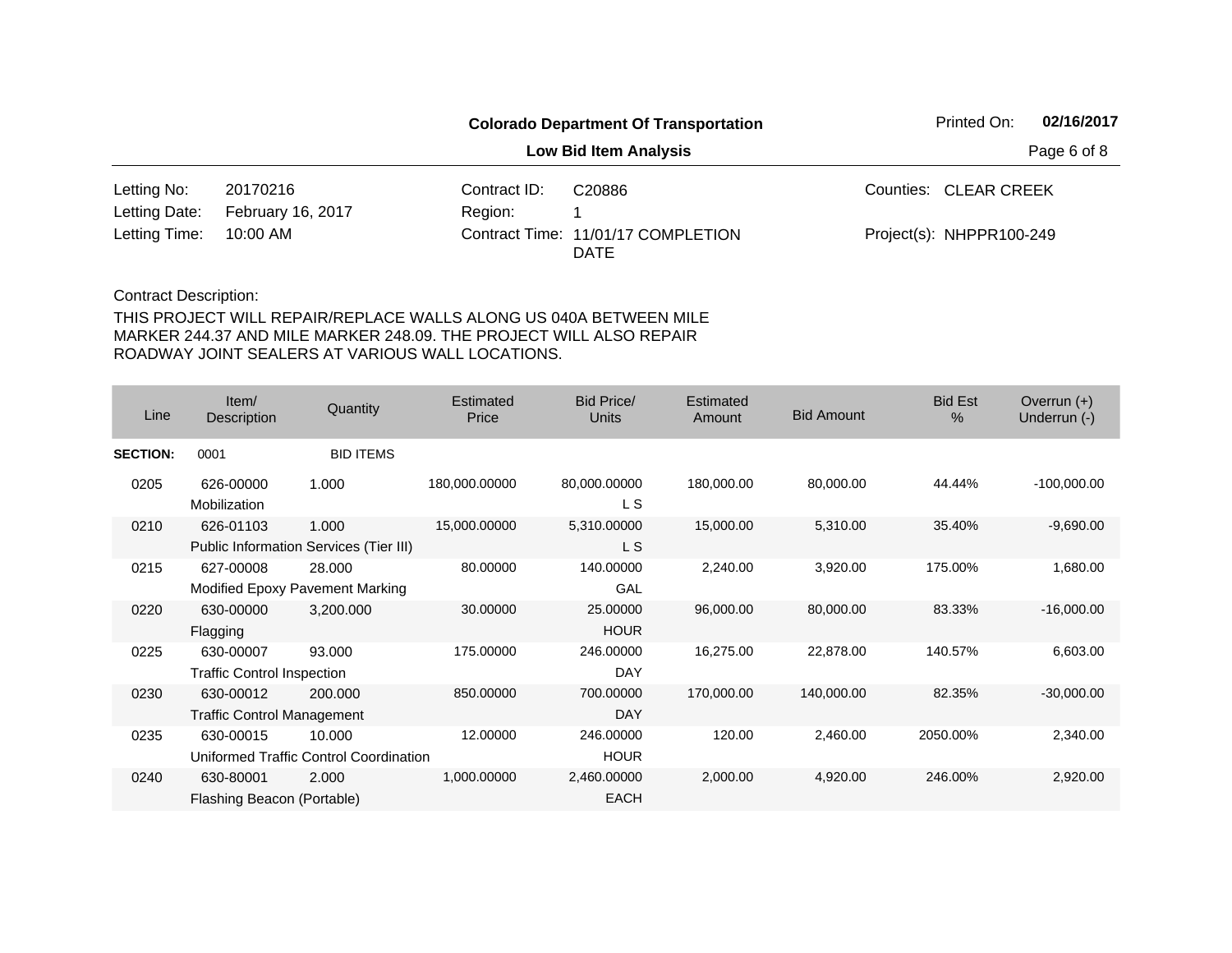**Colorado Department Of Transportation**

**Low Bid Item Analysis**

Printed On: **02/16/2017**

| | | | | | |
|---|---|---|---|---|---|
| Letting No: | 20170216 | Contract ID: | C20886 | Counties: | CLEAR CREEK |
| Letting Date: | February 16, 2017 | Region: | 1 | | |
| Letting Time: | 10:00 AM | Contract Time: | 11/01/17 COMPLETION DATE | Project(s): | NHPPR100-249 |

Contract Description:

THIS PROJECT WILL REPAIR/REPLACE WALLS ALONG US 040A BETWEEN MILE MARKER 244.37 AND MILE MARKER 248.09. THE PROJECT WILL ALSO REPAIR ROADWAY JOINT SEALERS AT VARIOUS WALL LOCATIONS.

| Line | Item/ Description | Quantity | Estimated Price | Bid Price/ Units | Estimated Amount | Bid Amount | Bid Est % | Overrun (+) Underrun (-) |
|---|---|---|---|---|---|---|---|---|
| **SECTION:** | 0001 | BID ITEMS | | | | | | |
| 0205 | 626-00000 Mobilization | 1.000 | 180,000.00000 | 80,000.00000 L S | 180,000.00 | 80,000.00 | 44.44% | -100,000.00 |
| 0210 | 626-01103 Public Information Services (Tier III) | 1.000 | 15,000.00000 | 5,310.00000 L S | 15,000.00 | 5,310.00 | 35.40% | -9,690.00 |
| 0215 | 627-00008 Modified Epoxy Pavement Marking | 28.000 | 80.00000 | 140.00000 GAL | 2,240.00 | 3,920.00 | 175.00% | 1,680.00 |
| 0220 | 630-00000 Flagging | 3,200.000 | 30.00000 | 25.00000 HOUR | 96,000.00 | 80,000.00 | 83.33% | -16,000.00 |
| 0225 | 630-00007 Traffic Control Inspection | 93.000 | 175.00000 | 246.00000 DAY | 16,275.00 | 22,878.00 | 140.57% | 6,603.00 |
| 0230 | 630-00012 Traffic Control Management | 200.000 | 850.00000 | 700.00000 DAY | 170,000.00 | 140,000.00 | 82.35% | -30,000.00 |
| 0235 | 630-00015 Uniformed Traffic Control Coordination | 10.000 | 12.00000 | 246.00000 HOUR | 120.00 | 2,460.00 | 2050.00% | 2,340.00 |
| 0240 | 630-80001 Flashing Beacon (Portable) | 2.000 | 1,000.00000 | 2,460.00000 EACH | 2,000.00 | 4,920.00 | 246.00% | 2,920.00 |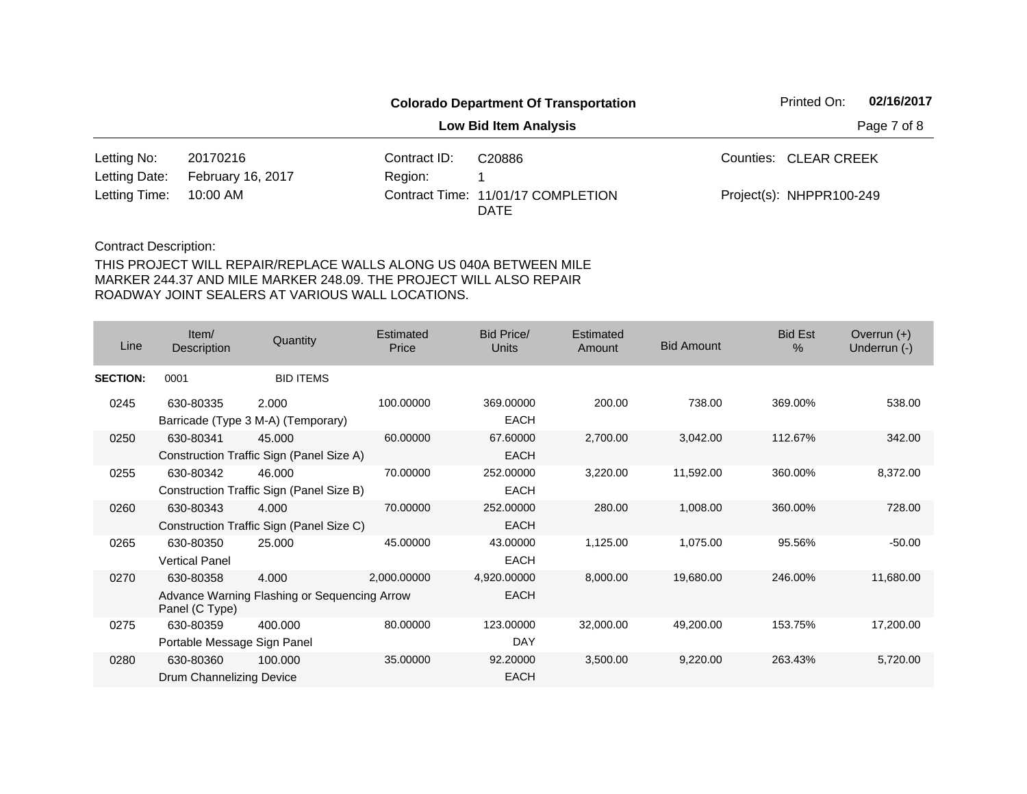**Colorado Department Of Transportation**

**Low Bid Item Analysis**

Printed On: **02/16/2017**

| | | | | | |
|---|---|---|---|---|---|
| Letting No: | 20170216 | Contract ID: | C20886 | Counties: | CLEAR CREEK |
| Letting Date: | February 16, 2017 | Region: | 1 | | |
| Letting Time: | 10:00 AM | Contract Time: | 11/01/17 COMPLETION DATE | Project(s): | NHPPR100-249 |

Contract Description:

THIS PROJECT WILL REPAIR/REPLACE WALLS ALONG US 040A BETWEEN MILE MARKER 244.37 AND MILE MARKER 248.09. THE PROJECT WILL ALSO REPAIR ROADWAY JOINT SEALERS AT VARIOUS WALL LOCATIONS.

| Line | Item/ Description | Quantity | Estimated Price | Bid Price/ Units | Estimated Amount | Bid Amount | Bid Est % | Overrun (+) Underrun (-) |
|---|---|---|---|---|---|---|---|---|
| **SECTION:** | 0001 | BID ITEMS | | | | | | |
| 0245 | 630-80335 Barricade (Type 3 M-A) (Temporary) | 2.000 | 100.00000 | 369.00000 EACH | 200.00 | 738.00 | 369.00% | 538.00 |
| 0250 | 630-80341 Construction Traffic Sign (Panel Size A) | 45.000 | 60.00000 | 67.60000 EACH | 2,700.00 | 3,042.00 | 112.67% | 342.00 |
| 0255 | 630-80342 Construction Traffic Sign (Panel Size B) | 46.000 | 70.00000 | 252.00000 EACH | 3,220.00 | 11,592.00 | 360.00% | 8,372.00 |
| 0260 | 630-80343 Construction Traffic Sign (Panel Size C) | 4.000 | 70.00000 | 252.00000 EACH | 280.00 | 1,008.00 | 360.00% | 728.00 |
| 0265 | 630-80350 Vertical Panel | 25.000 | 45.00000 | 43.00000 EACH | 1,125.00 | 1,075.00 | 95.56% | -50.00 |
| 0270 | 630-80358 Advance Warning Flashing or Sequencing Arrow Panel (C Type) | 4.000 | 2,000.00000 | 4,920.00000 EACH | 8,000.00 | 19,680.00 | 246.00% | 11,680.00 |
| 0275 | 630-80359 Portable Message Sign Panel | 400.000 | 80.00000 | 123.00000 DAY | 32,000.00 | 49,200.00 | 153.75% | 17,200.00 |
| 0280 | 630-80360 Drum Channelizing Device | 100.000 | 35.00000 | 92.20000 EACH | 3,500.00 | 9,220.00 | 263.43% | 5,720.00 |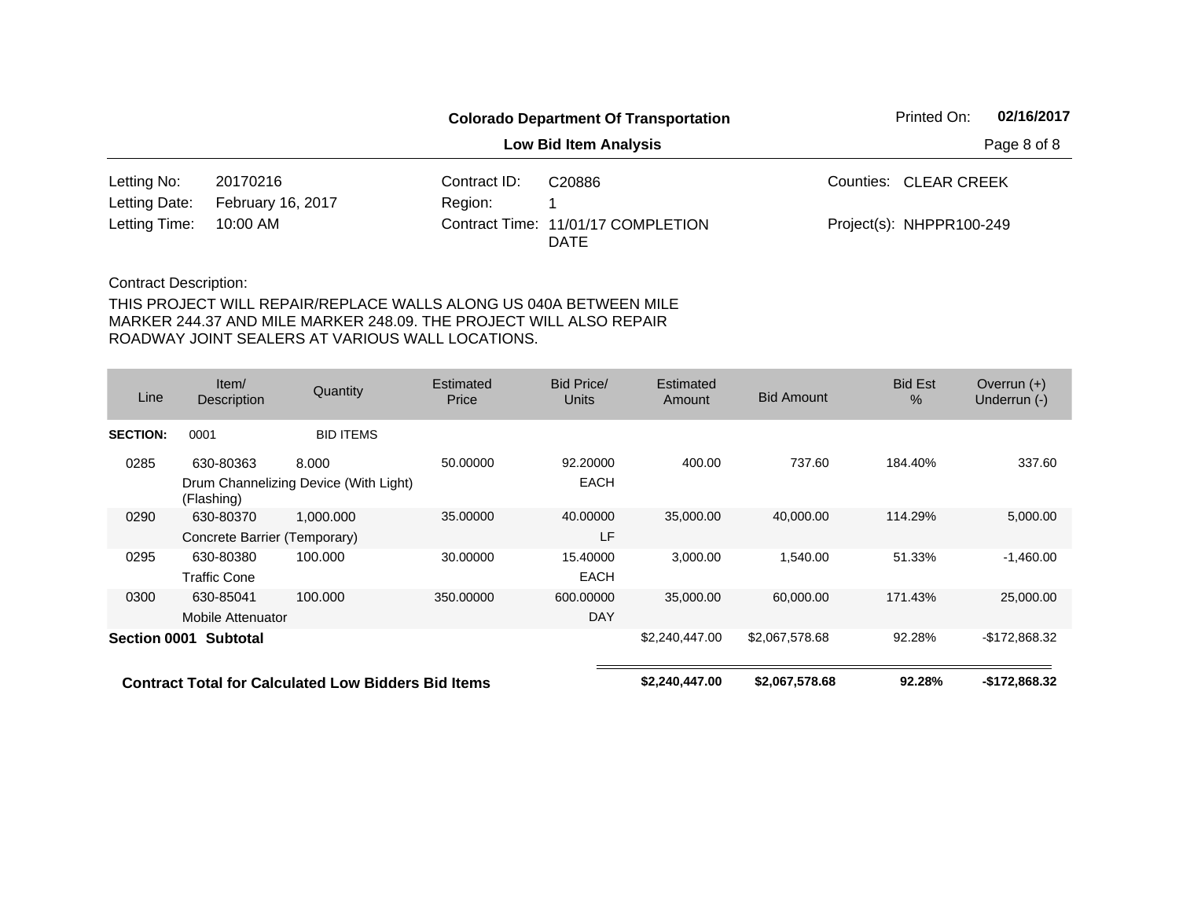**Colorado Department Of Transportation**

**Low Bid Item Analysis**

Printed On: **02/16/2017**

| | | | | | |
|---|---|---|---|---|---|
| Letting No: | 20170216 | Contract ID: | C20886 | Counties: | CLEAR CREEK |
| Letting Date: | February 16, 2017 | Region: | 1 | | |
| Letting Time: | 10:00 AM | Contract Time: | 11/01/17 COMPLETION DATE | Project(s): | NHPPR100-249 |

Contract Description:

THIS PROJECT WILL REPAIR/REPLACE WALLS ALONG US 040A BETWEEN MILE MARKER 244.37 AND MILE MARKER 248.09. THE PROJECT WILL ALSO REPAIR ROADWAY JOINT SEALERS AT VARIOUS WALL LOCATIONS.

| Line | Item/ Description | Quantity | Estimated Price | Bid Price/ Units | Estimated Amount | Bid Amount | Bid Est % | Overrun (+) Underrun (-) |
|---|---|---|---|---|---|---|---|---|
| **SECTION:** | 0001 | BID ITEMS | | | | | | |
| 0285 | 630-80363 Drum Channelizing Device (With Light) (Flashing) | 8.000 | 50.00000 | 92.20000 EACH | 400.00 | 737.60 | 184.40% | 337.60 |
| 0290 | 630-80370 Concrete Barrier (Temporary) | 1,000.000 | 35.00000 | 40.00000 LF | 35,000.00 | 40,000.00 | 114.29% | 5,000.00 |
| 0295 | 630-80380 Traffic Cone | 100.000 | 30.00000 | 15.40000 EACH | 3,000.00 | 1,540.00 | 51.33% | -1,460.00 |
| 0300 | 630-85041 Mobile Attenuator | 100.000 | 350.00000 | 600.00000 DAY | 35,000.00 | 60,000.00 | 171.43% | 25,000.00 |
| **Section 0001 Subtotal** | | | | | $2,240,447.00 | $2,067,578.68 | 92.28% | -$172,868.32 |
| **Contract Total for Calculated Low Bidders Bid Items** | | | | | **$2,240,447.00** | **$2,067,578.68** | **92.28%** | **-$172,868.32** |